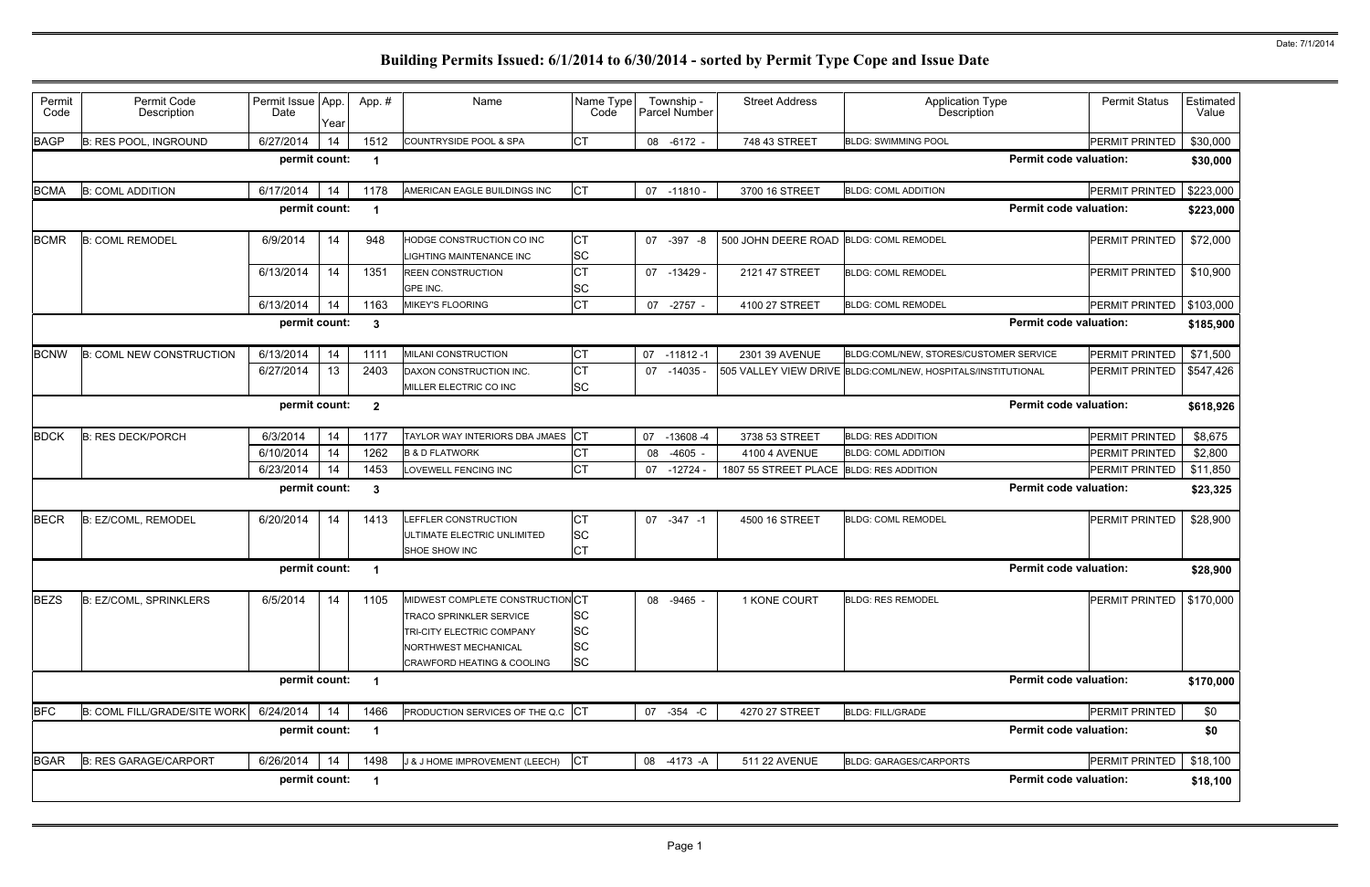# Building Permits Issued: 6/1/2014 to 6/30/2014 - sorted by Permit Type Cope and Issue Date

Date: 7/1/2014

| Permit Code | Permit Code Description | Permit Issue Date | App. Year | App. # | Name | Name Type Code | Township - Parcel Number | Street Address | Application Type Description | Permit Status | Estimated Value |
|---|---|---|---|---|---|---|---|---|---|---|---|
| BAGP | B: RES POOL, INGROUND | 6/27/2014 | 14 | 1512 | COUNTRYSIDE POOL & SPA | CT | 08 -6172 - | 748 43 STREET | BLDG: SWIMMING POOL | PERMIT PRINTED | $30,000 |
| | | permit count: | | 1 | | | | | Permit code valuation: | | $30,000 |
| BCMA | B: COML ADDITION | 6/17/2014 | 14 | 1178 | AMERICAN EAGLE BUILDINGS INC | CT | 07 -11810 - | 3700 16 STREET | BLDG: COML ADDITION | PERMIT PRINTED | $223,000 |
| | | permit count: | | 1 | | | | | Permit code valuation: | | $223,000 |
| BCMR | B: COML REMODEL | 6/9/2014 | 14 | 948 | HODGE CONSTRUCTION CO INC | CT | 07 -397 -8 | 500 JOHN DEERE ROAD | BLDG: COML REMODEL | PERMIT PRINTED | $72,000 |
| | | | | | LIGHTING MAINTENANCE INC | SC | | | | | |
| | | 6/13/2014 | 14 | 1351 | REEN CONSTRUCTION | CT | 07 -13429 - | 2121 47 STREET | BLDG: COML REMODEL | PERMIT PRINTED | $10,900 |
| | | | | | GPE INC. | SC | | | | | |
| | | 6/13/2014 | 14 | 1163 | MIKEY'S FLOORING | CT | 07 -2757 - | 4100 27 STREET | BLDG: COML REMODEL | PERMIT PRINTED | $103,000 |
| | | permit count: | | 3 | | | | | Permit code valuation: | | $185,900 |
| BCNW | B: COML NEW CONSTRUCTION | 6/13/2014 | 14 | 1111 | MILANI CONSTRUCTION | CT | 07 -11812 -1 | 2301 39 AVENUE | BLDG:COML/NEW, STORES/CUSTOMER SERVICE | PERMIT PRINTED | $71,500 |
| | | 6/27/2014 | 13 | 2403 | DAXON CONSTRUCTION INC. | CT | 07 -14035 - | 505 VALLEY VIEW DRIVE | BLDG:COML/NEW, HOSPITALS/INSTITUTIONAL | PERMIT PRINTED | $547,426 |
| | | | | | MILLER ELECTRIC CO INC | SC | | | | | |
| | | permit count: | | 2 | | | | | Permit code valuation: | | $618,926 |
| BDCK | B: RES DECK/PORCH | 6/3/2014 | 14 | 1177 | TAYLOR WAY INTERIORS DBA JMAES | CT | 07 -13608 -4 | 3738 53 STREET | BLDG: RES ADDITION | PERMIT PRINTED | $8,675 |
| | | 6/10/2014 | 14 | 1262 | B & D FLATWORK | CT | 08 -4605 - | 4100 4 AVENUE | BLDG: COML ADDITION | PERMIT PRINTED | $2,800 |
| | | 6/23/2014 | 14 | 1453 | LOVEWELL FENCING INC | CT | 07 -12724 - | 1807 55 STREET PLACE | BLDG: RES ADDITION | PERMIT PRINTED | $11,850 |
| | | permit count: | | 3 | | | | | Permit code valuation: | | $23,325 |
| BECR | B: EZ/COML, REMODEL | 6/20/2014 | 14 | 1413 | LEFFLER CONSTRUCTION | CT | 07 -347 -1 | 4500 16 STREET | BLDG: COML REMODEL | PERMIT PRINTED | $28,900 |
| | | | | | ULTIMATE ELECTRIC UNLIMITED | SC | | | | | |
| | | | | | SHOE SHOW INC | CT | | | | | |
| | | permit count: | | 1 | | | | | Permit code valuation: | | $28,900 |
| BEZS | B: EZ/COML, SPRINKLERS | 6/5/2014 | 14 | 1105 | MIDWEST COMPLETE CONSTRUCTION | CT | 08 -9465 - | 1 KONE COURT | BLDG: RES REMODEL | PERMIT PRINTED | $170,000 |
| | | | | | TRACO SPRINKLER SERVICE | SC | | | | | |
| | | | | | TRI-CITY ELECTRIC COMPANY | SC | | | | | |
| | | | | | NORTHWEST MECHANICAL | SC | | | | | |
| | | | | | CRAWFORD HEATING & COOLING | SC | | | | | |
| | | permit count: | | 1 | | | | | Permit code valuation: | | $170,000 |
| BFC | B: COML FILL/GRADE/SITE WORK | 6/24/2014 | 14 | 1466 | PRODUCTION SERVICES OF THE Q.C | CT | 07 -354 -C | 4270 27 STREET | BLDG: FILL/GRADE | PERMIT PRINTED | $0 |
| | | permit count: | | 1 | | | | | Permit code valuation: | | $0 |
| BGAR | B: RES GARAGE/CARPORT | 6/26/2014 | 14 | 1498 | J & J HOME IMPROVEMENT (LEECH) | CT | 08 -4173 -A | 511 22 AVENUE | BLDG: GARAGES/CARPORTS | PERMIT PRINTED | $18,100 |
| | | permit count: | | 1 | | | | | Permit code valuation: | | $18,100 |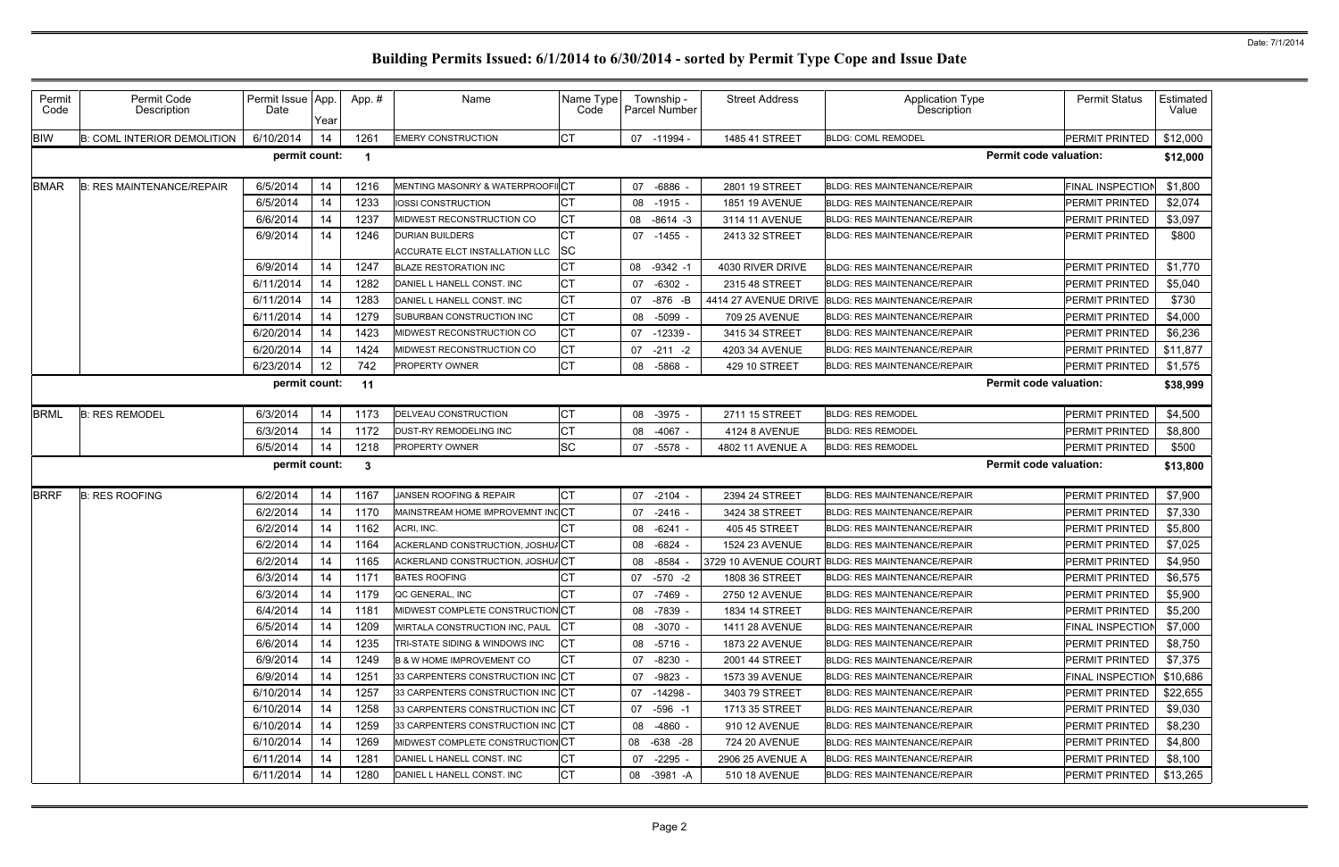# Building Permits Issued: 6/1/2014 to 6/30/2014 - sorted by Permit Type Cope and Issue Date

Date: 7/1/2014

| Permit Code | Permit Code Description | Permit Issue Date | App. Year | App. # | Name | Name Type Code | Township - Parcel Number | Street Address | Application Type Description | Permit Status | Estimated Value |
|---|---|---|---|---|---|---|---|---|---|---|---|
| BIW | B: COML INTERIOR DEMOLITION | 6/10/2014 | 14 | 1261 | EMERY CONSTRUCTION | CT | 07 -11994 - | 1485 41 STREET | BLDG: COML REMODEL | PERMIT PRINTED | $12,000 |
| | | permit count: | | 1 | | | | | Permit code valuation: | | $12,000 |
| BMAR | B: RES MAINTENANCE/REPAIR | 6/5/2014 | 14 | 1216 | MENTING MASONRY & WATERPROOFI | CT | 07 -6886 - | 2801 19 STREET | BLDG: RES MAINTENANCE/REPAIR | FINAL INSPECTION | $1,800 |
| | | 6/5/2014 | 14 | 1233 | IOSSI CONSTRUCTION | CT | 08 -1915 - | 1851 19 AVENUE | BLDG: RES MAINTENANCE/REPAIR | PERMIT PRINTED | $2,074 |
| | | 6/6/2014 | 14 | 1237 | MIDWEST RECONSTRUCTION CO | CT | 08 -8614 -3 | 3114 11 AVENUE | BLDG: RES MAINTENANCE/REPAIR | PERMIT PRINTED | $3,097 |
| | | 6/9/2014 | 14 | 1246 | DURIAN BUILDERS | CT | 07 -1455 - | 2413 32 STREET | BLDG: RES MAINTENANCE/REPAIR | PERMIT PRINTED | $800 |
| | | | | | ACCURATE ELCT INSTALLATION LLC | SC | | | | | |
| | | 6/9/2014 | 14 | 1247 | BLAZE RESTORATION INC | CT | 08 -9342 -1 | 4030 RIVER DRIVE | BLDG: RES MAINTENANCE/REPAIR | PERMIT PRINTED | $1,770 |
| | | 6/11/2014 | 14 | 1282 | DANIEL L HANELL CONST. INC | CT | 07 -6302 - | 2315 48 STREET | BLDG: RES MAINTENANCE/REPAIR | PERMIT PRINTED | $5,040 |
| | | 6/11/2014 | 14 | 1283 | DANIEL L HANELL CONST. INC | CT | 07 -876 -B | 4414 27 AVENUE DRIVE | BLDG: RES MAINTENANCE/REPAIR | PERMIT PRINTED | $730 |
| | | 6/11/2014 | 14 | 1279 | SUBURBAN CONSTRUCTION INC | CT | 08 -5099 - | 709 25 AVENUE | BLDG: RES MAINTENANCE/REPAIR | PERMIT PRINTED | $4,000 |
| | | 6/20/2014 | 14 | 1423 | MIDWEST RECONSTRUCTION CO | CT | 07 -12339 - | 3415 34 STREET | BLDG: RES MAINTENANCE/REPAIR | PERMIT PRINTED | $6,236 |
| | | 6/20/2014 | 14 | 1424 | MIDWEST RECONSTRUCTION CO | CT | 07 -211 -2 | 4203 34 AVENUE | BLDG: RES MAINTENANCE/REPAIR | PERMIT PRINTED | $11,877 |
| | | 6/23/2014 | 12 | 742 | PROPERTY OWNER | CT | 08 -5868 - | 429 10 STREET | BLDG: RES MAINTENANCE/REPAIR | PERMIT PRINTED | $1,575 |
| | | permit count: | | 11 | | | | | Permit code valuation: | | $38,999 |
| BRML | B: RES REMODEL | 6/3/2014 | 14 | 1173 | DELVEAU CONSTRUCTION | CT | 08 -3975 - | 2711 15 STREET | BLDG: RES REMODEL | PERMIT PRINTED | $4,500 |
| | | 6/3/2014 | 14 | 1172 | DUST-RY REMODELING INC | CT | 08 -4067 - | 4124 8 AVENUE | BLDG: RES REMODEL | PERMIT PRINTED | $8,800 |
| | | 6/5/2014 | 14 | 1218 | PROPERTY OWNER | SC | 07 -5578 - | 4802 11 AVENUE A | BLDG: RES REMODEL | PERMIT PRINTED | $500 |
| | | permit count: | | 3 | | | | | Permit code valuation: | | $13,800 |
| BRRF | B: RES ROOFING | 6/2/2014 | 14 | 1167 | JANSEN ROOFING & REPAIR | CT | 07 -2104 - | 2394 24 STREET | BLDG: RES MAINTENANCE/REPAIR | PERMIT PRINTED | $7,900 |
| | | 6/2/2014 | 14 | 1170 | MAINSTREAM HOME IMPROVEMNT INC | CT | 07 -2416 - | 3424 38 STREET | BLDG: RES MAINTENANCE/REPAIR | PERMIT PRINTED | $7,330 |
| | | 6/2/2014 | 14 | 1162 | ACRI, INC. | CT | 08 -6241 - | 405 45 STREET | BLDG: RES MAINTENANCE/REPAIR | PERMIT PRINTED | $5,800 |
| | | 6/2/2014 | 14 | 1164 | ACKERLAND CONSTRUCTION, JOSHUA | CT | 08 -6824 - | 1524 23 AVENUE | BLDG: RES MAINTENANCE/REPAIR | PERMIT PRINTED | $7,025 |
| | | 6/2/2014 | 14 | 1165 | ACKERLAND CONSTRUCTION, JOSHUA | CT | 08 -8584 - | 3729 10 AVENUE COURT | BLDG: RES MAINTENANCE/REPAIR | PERMIT PRINTED | $4,950 |
| | | 6/3/2014 | 14 | 1171 | BATES ROOFING | CT | 07 -570 -2 | 1808 36 STREET | BLDG: RES MAINTENANCE/REPAIR | PERMIT PRINTED | $6,575 |
| | | 6/3/2014 | 14 | 1179 | QC GENERAL, INC | CT | 07 -7469 - | 2750 12 AVENUE | BLDG: RES MAINTENANCE/REPAIR | PERMIT PRINTED | $5,900 |
| | | 6/4/2014 | 14 | 1181 | MIDWEST COMPLETE CONSTRUCTION | CT | 08 -7839 - | 1834 14 STREET | BLDG: RES MAINTENANCE/REPAIR | PERMIT PRINTED | $5,200 |
| | | 6/5/2014 | 14 | 1209 | WIRTALA CONSTRUCTION INC, PAUL | CT | 08 -3070 - | 1411 28 AVENUE | BLDG: RES MAINTENANCE/REPAIR | FINAL INSPECTION | $7,000 |
| | | 6/6/2014 | 14 | 1235 | TRI-STATE SIDING & WINDOWS INC | CT | 08 -5716 - | 1873 22 AVENUE | BLDG: RES MAINTENANCE/REPAIR | PERMIT PRINTED | $8,750 |
| | | 6/9/2014 | 14 | 1249 | B & W HOME IMPROVEMENT CO | CT | 07 -8230 - | 2001 44 STREET | BLDG: RES MAINTENANCE/REPAIR | PERMIT PRINTED | $7,375 |
| | | 6/9/2014 | 14 | 1251 | 33 CARPENTERS CONSTRUCTION INC | CT | 07 -9823 - | 1573 39 AVENUE | BLDG: RES MAINTENANCE/REPAIR | FINAL INSPECTION | $10,686 |
| | | 6/10/2014 | 14 | 1257 | 33 CARPENTERS CONSTRUCTION INC | CT | 07 -14298 - | 3403 79 STREET | BLDG: RES MAINTENANCE/REPAIR | PERMIT PRINTED | $22,655 |
| | | 6/10/2014 | 14 | 1258 | 33 CARPENTERS CONSTRUCTION INC | CT | 07 -596 -1 | 1713 35 STREET | BLDG: RES MAINTENANCE/REPAIR | PERMIT PRINTED | $9,030 |
| | | 6/10/2014 | 14 | 1259 | 33 CARPENTERS CONSTRUCTION INC | CT | 08 -4860 - | 910 12 AVENUE | BLDG: RES MAINTENANCE/REPAIR | PERMIT PRINTED | $8,230 |
| | | 6/10/2014 | 14 | 1269 | MIDWEST COMPLETE CONSTRUCTION | CT | 08 -638 -28 | 724 20 AVENUE | BLDG: RES MAINTENANCE/REPAIR | PERMIT PRINTED | $4,800 |
| | | 6/11/2014 | 14 | 1281 | DANIEL L HANELL CONST. INC | CT | 07 -2295 - | 2906 25 AVENUE A | BLDG: RES MAINTENANCE/REPAIR | PERMIT PRINTED | $8,100 |
| | | 6/11/2014 | 14 | 1280 | DANIEL L HANELL CONST. INC | CT | 08 -3981 -A | 510 18 AVENUE | BLDG: RES MAINTENANCE/REPAIR | PERMIT PRINTED | $13,265 |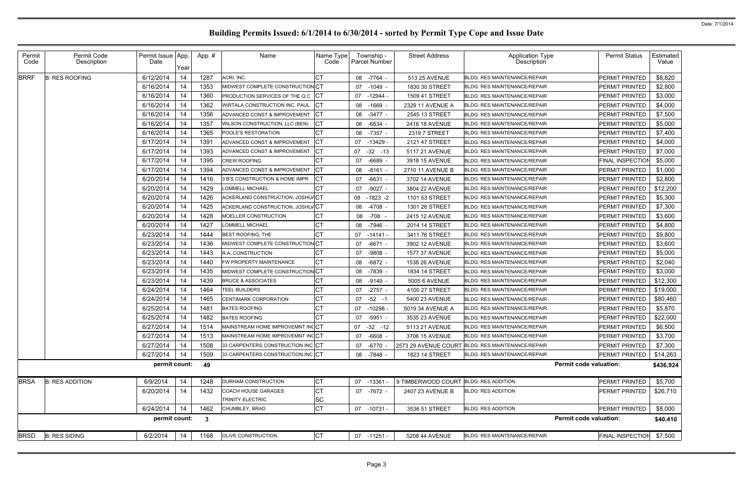# Building Permits Issued: 6/1/2014 to 6/30/2014 - sorted by Permit Type Cope and Issue Date

Date: 7/1/2014

| Permit Code | Permit Code Description | Permit Issue Date | App. Year | App. # | Name | Name Type Code | Township - Parcel Number | Street Address | Application Type Description | Permit Status | Estimated Value |
|---|---|---|---|---|---|---|---|---|---|---|---|
| BRRF | B: RES ROOFING | 6/12/2014 | 14 | 1287 | ACRI, INC. | CT | 08 -7764 - | 513 25 AVENUE | BLDG: RES MAINTENANCE/REPAIR | PERMIT PRINTED | $8,820 |
| | | 6/16/2014 | 14 | 1353 | MIDWEST COMPLETE CONSTRUCTION | CT | 07 -1049 - | 1830 30 STREET | BLDG: RES MAINTENANCE/REPAIR | PERMIT PRINTED | $2,800 |
| | | 6/16/2014 | 14 | 1360 | PRODUCTION SERVICES OF THE Q.C | CT | 07 -12944 - | 1509 41 STREET | BLDG: RES MAINTENANCE/REPAIR | PERMIT PRINTED | $3,000 |
| | | 6/16/2014 | 14 | 1362 | WIRTALA CONSTRUCTION INC, PAUL | CT | 08 -1669 - | 2329 11 AVENUE A | BLDG: RES MAINTENANCE/REPAIR | PERMIT PRINTED | $4,000 |
| | | 6/16/2014 | 14 | 1356 | ADVANCED CONST & IMPROVEMENT | CT | 08 -3477 - | 2545 13 STREET | BLDG: RES MAINTENANCE/REPAIR | PERMIT PRINTED | $7,500 |
| | | 6/16/2014 | 14 | 1357 | WILSON CONSTRUCTION, LLC (BEN) | CT | 08 -6534 - | 2418 18 AVENUE | BLDG: RES MAINTENANCE/REPAIR | PERMIT PRINTED | $5,000 |
| | | 6/16/2014 | 14 | 1365 | POOLE'S RESTORATION | CT | 08 -7357 - | 2319 7 STREET | BLDG: RES MAINTENANCE/REPAIR | PERMIT PRINTED | $7,400 |
| | | 6/17/2014 | 14 | 1391 | ADVANCED CONST & IMPROVEMENT | CT | 07 -13429 - | 2121 47 STREET | BLDG: RES MAINTENANCE/REPAIR | PERMIT PRINTED | $4,000 |
| | | 6/17/2014 | 14 | 1393 | ADVANCED CONST & IMPROVEMENT | CT | 07 -32 -13 | 5117 21 AVENUE | BLDG: RES MAINTENANCE/REPAIR | PERMIT PRINTED | $7,000 |
| | | 6/17/2014 | 14 | 1395 | CREW ROOFING | CT | 07 -6689 - | 3918 15 AVENUE | BLDG: RES MAINTENANCE/REPAIR | FINAL INSPECTION | $5,000 |
| | | 6/17/2014 | 14 | 1394 | ADVANCED CONST & IMPROVEMENT | CT | 08 -8161 - | 2710 11 AVENUE B | BLDG: RES MAINTENANCE/REPAIR | PERMIT PRINTED | $1,000 |
| | | 6/20/2014 | 14 | 1416 | 3 B'S CONSTRUCTION & HOME IMPR | CT | 07 -6631 - | 3702 14 AVENUE | BLDG: RES MAINTENANCE/REPAIR | PERMIT PRINTED | $2,800 |
| | | 6/20/2014 | 14 | 1429 | LOMMELL MICHAEL | CT | 07 -9027 - | 3804 22 AVENUE | BLDG: RES MAINTENANCE/REPAIR | PERMIT PRINTED | $12,200 |
| | | 6/20/2014 | 14 | 1426 | ACKERLAND CONSTRUCTION, JOSHUA | CT | 08 -1823 -2 | 1101 53 STREET | BLDG: RES MAINTENANCE/REPAIR | PERMIT PRINTED | $5,300 |
| | | 6/20/2014 | 14 | 1425 | ACKERLAND CONSTRUCTION, JOSHUA | CT | 08 -4708 - | 1301 26 STREET | BLDG: RES MAINTENANCE/REPAIR | PERMIT PRINTED | $7,300 |
| | | 6/20/2014 | 14 | 1428 | MOELLER CONSTRUCTION | CT | 08 -708 - | 2415 12 AVENUE | BLDG: RES MAINTENANCE/REPAIR | PERMIT PRINTED | $3,600 |
| | | 6/20/2014 | 14 | 1427 | LOMMELL MICHAEL | CT | 08 -7946 - | 2014 14 STREET | BLDG: RES MAINTENANCE/REPAIR | PERMIT PRINTED | $4,800 |
| | | 6/23/2014 | 14 | 1444 | BEST ROOFING, THE | CT | 07 -14141 - | 3411 76 STREET | BLDG: RES MAINTENANCE/REPAIR | PERMIT PRINTED | $9,800 |
| | | 6/23/2014 | 14 | 1436 | MIDWEST COMPLETE CONSTRUCTION | CT | 07 -6671 - | 3902 12 AVENUE | BLDG: RES MAINTENANCE/REPAIR | PERMIT PRINTED | $3,600 |
| | | 6/23/2014 | 14 | 1443 | R.A. CONSTRUCTION | CT | 07 -9808 - | 1577 37 AVENUE | BLDG: RES MAINTENANCE/REPAIR | PERMIT PRINTED | $5,000 |
| | | 6/23/2014 | 14 | 1440 | FW PROPERTY MAINTENANCE | CT | 08 -6872 - | 1538 26 AVENUE | BLDG: RES MAINTENANCE/REPAIR | PERMIT PRINTED | $2,040 |
| | | 6/23/2014 | 14 | 1435 | MIDWEST COMPLETE CONSTRUCTION | CT | 08 -7839 - | 1834 14 STREET | BLDG: RES MAINTENANCE/REPAIR | PERMIT PRINTED | $3,000 |
| | | 6/23/2014 | 14 | 1439 | BRUCE & ASSOCIATES | CT | 08 -9149 - | 5005 6 AVENUE | BLDG: RES MAINTENANCE/REPAIR | PERMIT PRINTED | $12,300 |
| | | 6/24/2014 | 14 | 1464 | TEEL BUILDERS | CT | 07 -2757 - | 4100 27 STREET | BLDG: RES MAINTENANCE/REPAIR | PERMIT PRINTED | $19,000 |
| | | 6/24/2014 | 14 | 1465 | CENTIMARK CORPORATION | CT | 07 -52 -1 | 5400 23 AVENUE | BLDG: RES MAINTENANCE/REPAIR | PERMIT PRINTED | $80,460 |
| | | 6/25/2014 | 14 | 1481 | BATES ROOFING | CT | 07 -10298 - | 5019 34 AVENUE A | BLDG: RES MAINTENANCE/REPAIR | PERMIT PRINTED | $5,870 |
| | | 6/25/2014 | 14 | 1482 | BATES ROOFING | CT | 07 -5951 - | 3535 23 AVENUE | BLDG: RES MAINTENANCE/REPAIR | PERMIT PRINTED | $22,000 |
| | | 6/27/2014 | 14 | 1514 | MAINSTREAM HOME IMPROVEMNT INC | CT | 07 -32 -12 | 5113 21 AVENUE | BLDG: RES MAINTENANCE/REPAIR | PERMIT PRINTED | $6,500 |
| | | 6/27/2014 | 14 | 1513 | MAINSTREAM HOME IMPROVEMNT INC | CT | 07 -6608 - | 3706 15 AVENUE | BLDG: RES MAINTENANCE/REPAIR | PERMIT PRINTED | $3,700 |
| | | 6/27/2014 | 14 | 1508 | 33 CARPENTERS CONSTRUCTION INC | CT | 07 -6770 - | 2573 29 AVENUE COURT | BLDG: RES MAINTENANCE/REPAIR | PERMIT PRINTED | $7,300 |
| | | 6/27/2014 | 14 | 1509 | 33 CARPENTERS CONSTRUCTION INC | CT | 08 -7848 - | 1823 14 STREET | BLDG: RES MAINTENANCE/REPAIR | PERMIT PRINTED | $14,263 |
| | | **permit count:** | | **49** | | | | | **Permit code valuation:** | | **$436,924** |
| BRSA | B: RES ADDITION | 6/9/2014 | 14 | 1248 | DURHAM CONSTRUCTION | CT | 07 -13361 - | 9 TIMBERWOOD COURT | BLDG: RES ADDITION | PERMIT PRINTED | $5,700 |
| | | 6/20/2014 | 14 | 1432 | COACH HOUSE GARAGES<br>TRINITY ELECTRIC | CT<br>SC | 07 -7672 - | 2407 23 AVENUE B | BLDG: RES ADDITION | PERMIT PRINTED | $26,710 |
| | | 6/24/2014 | 14 | 1462 | CHUMBLEY, BRAD | CT | 07 -10731 - | 3536 51 STREET | BLDG: RES ADDITION | PERMIT PRINTED | $8,000 |
| | | **permit count:** | | **3** | | | | | **Permit code valuation:** | | **$40,410** |
| BRSD | B: RES SIDING | 6/2/2014 | 14 | 1168 | OLIVE CONSTRUCTION | CT | 07 -11251 - | 5208 44 AVENUE | BLDG: RES MAINTENANCE/REPAIR | FINAL INSPECTION | $7,500 |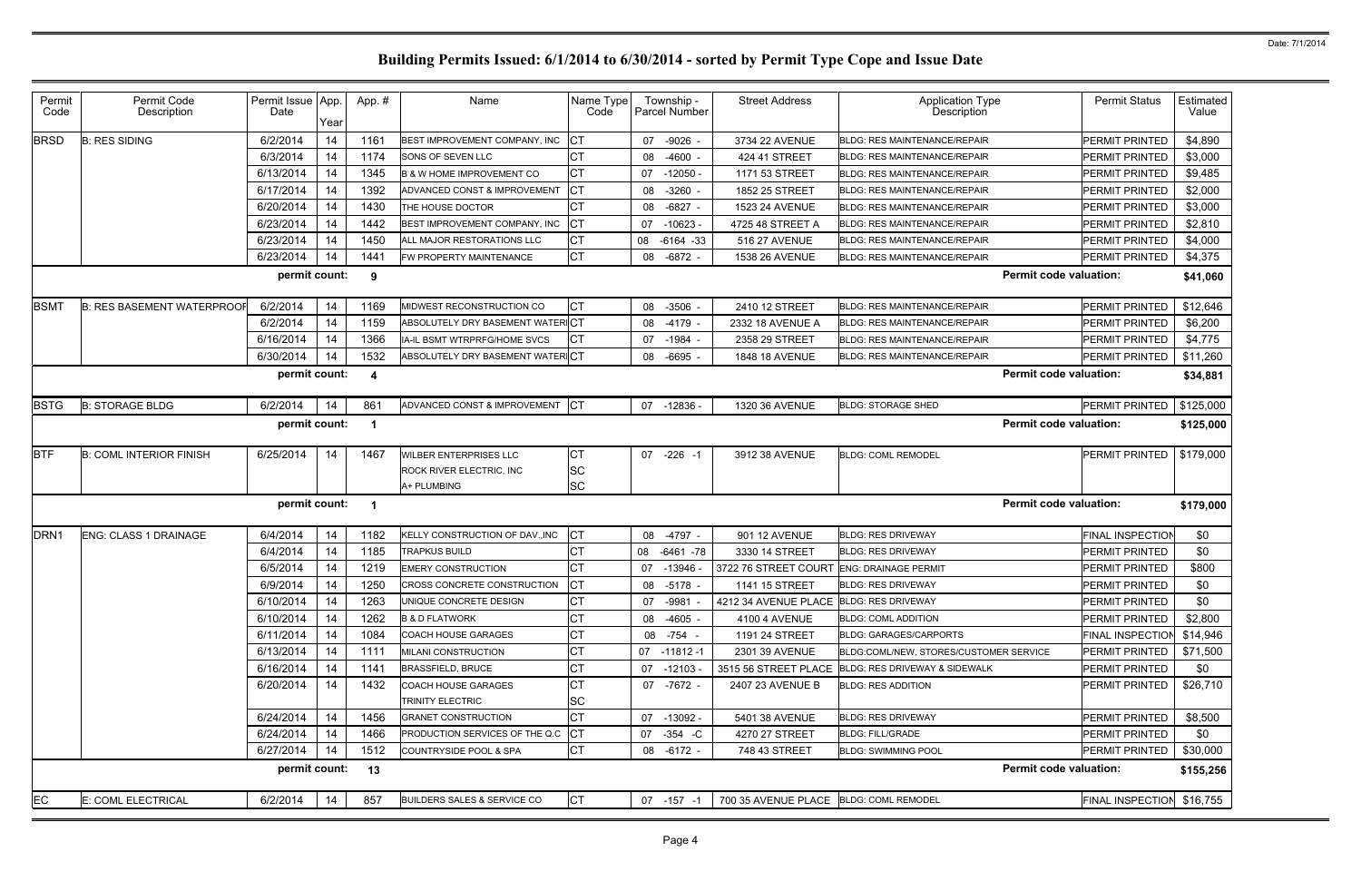# Building Permits Issued: 6/1/2014 to 6/30/2014 - sorted by Permit Type Cope and Issue Date

| Permit Code | Permit Code Description | Permit Issue Date | App. Year | App. # | Name | Name Type Code | Township - Parcel Number | Street Address | Application Type Description | Permit Status | Estimated Value |
|---|---|---|---|---|---|---|---|---|---|---|---|
| BRSD | B: RES SIDING | 6/2/2014 | 14 | 1161 | BEST IMPROVEMENT COMPANY, INC | CT | 07 -9026 - | 3734 22 AVENUE | BLDG: RES MAINTENANCE/REPAIR | PERMIT PRINTED | $4,890 |
| | | 6/3/2014 | 14 | 1174 | SONS OF SEVEN LLC | CT | 08 -4600 - | 424 41 STREET | BLDG: RES MAINTENANCE/REPAIR | PERMIT PRINTED | $3,000 |
| | | 6/13/2014 | 14 | 1345 | B & W HOME IMPROVEMENT CO | CT | 07 -12050 - | 1171 53 STREET | BLDG: RES MAINTENANCE/REPAIR | PERMIT PRINTED | $9,485 |
| | | 6/17/2014 | 14 | 1392 | ADVANCED CONST & IMPROVEMENT | CT | 08 -3260 - | 1852 25 STREET | BLDG: RES MAINTENANCE/REPAIR | PERMIT PRINTED | $2,000 |
| | | 6/20/2014 | 14 | 1430 | THE HOUSE DOCTOR | CT | 08 -6827 - | 1523 24 AVENUE | BLDG: RES MAINTENANCE/REPAIR | PERMIT PRINTED | $3,000 |
| | | 6/23/2014 | 14 | 1442 | BEST IMPROVEMENT COMPANY, INC | CT | 07 -10623 - | 4725 48 STREET A | BLDG: RES MAINTENANCE/REPAIR | PERMIT PRINTED | $2,810 |
| | | 6/23/2014 | 14 | 1450 | ALL MAJOR RESTORATIONS LLC | CT | 08 -6164 -33 | 516 27 AVENUE | BLDG: RES MAINTENANCE/REPAIR | PERMIT PRINTED | $4,000 |
| | | 6/23/2014 | 14 | 1441 | FW PROPERTY MAINTENANCE | CT | 08 -6872 - | 1538 26 AVENUE | BLDG: RES MAINTENANCE/REPAIR | PERMIT PRINTED | $4,375 |
| | | permit count: | | 9 | | | | | Permit code valuation: | | $41,060 |
| BSMT | B: RES BASEMENT WATERPROOF | 6/2/2014 | 14 | 1169 | MIDWEST RECONSTRUCTION CO | CT | 08 -3506 - | 2410 12 STREET | BLDG: RES MAINTENANCE/REPAIR | PERMIT PRINTED | $12,646 |
| | | 6/2/2014 | 14 | 1159 | ABSOLUTELY DRY BASEMENT WATERI | CT | 08 -4179 - | 2332 18 AVENUE A | BLDG: RES MAINTENANCE/REPAIR | PERMIT PRINTED | $6,200 |
| | | 6/16/2014 | 14 | 1366 | IA-IL BSMT WTRPRFG/HOME SVCS | CT | 07 -1984 - | 2358 29 STREET | BLDG: RES MAINTENANCE/REPAIR | PERMIT PRINTED | $4,775 |
| | | 6/30/2014 | 14 | 1532 | ABSOLUTELY DRY BASEMENT WATERI | CT | 08 -6695 - | 1848 18 AVENUE | BLDG: RES MAINTENANCE/REPAIR | PERMIT PRINTED | $11,260 |
| | | permit count: | | 4 | | | | | Permit code valuation: | | $34,881 |
| BSTG | B: STORAGE BLDG | 6/2/2014 | 14 | 861 | ADVANCED CONST & IMPROVEMENT | CT | 07 -12836 - | 1320 36 AVENUE | BLDG: STORAGE SHED | PERMIT PRINTED | $125,000 |
| | | permit count: | | 1 | | | | | Permit code valuation: | | $125,000 |
| BTF | B: COML INTERIOR FINISH | 6/25/2014 | 14 | 1467 | WILBER ENTERPRISES LLC | CT | 07 -226 -1 | 3912 38 AVENUE | BLDG: COML REMODEL | PERMIT PRINTED | $179,000 |
| | | | | | ROCK RIVER ELECTRIC, INC | SC | | | | | |
| | | | | | A+ PLUMBING | SC | | | | | |
| | | permit count: | | 1 | | | | | Permit code valuation: | | $179,000 |
| DRN1 | ENG: CLASS 1 DRAINAGE | 6/4/2014 | 14 | 1182 | KELLY CONSTRUCTION OF DAV.,INC | CT | 08 -4797 - | 901 12 AVENUE | BLDG: RES DRIVEWAY | FINAL INSPECTION | $0 |
| | | 6/4/2014 | 14 | 1185 | TRAPKUS BUILD | CT | 08 -6461 -78 | 3330 14 STREET | BLDG: RES DRIVEWAY | PERMIT PRINTED | $0 |
| | | 6/5/2014 | 14 | 1219 | EMERY CONSTRUCTION | CT | 07 -13946 - | 3722 76 STREET COURT | ENG: DRAINAGE PERMIT | PERMIT PRINTED | $800 |
| | | 6/9/2014 | 14 | 1250 | CROSS CONCRETE CONSTRUCTION | CT | 08 -5178 - | 1141 15 STREET | BLDG: RES DRIVEWAY | PERMIT PRINTED | $0 |
| | | 6/10/2014 | 14 | 1263 | UNIQUE CONCRETE DESIGN | CT | 07 -9981 - | 4212 34 AVENUE PLACE | BLDG: RES DRIVEWAY | PERMIT PRINTED | $0 |
| | | 6/10/2014 | 14 | 1262 | B & D FLATWORK | CT | 08 -4605 - | 4100 4 AVENUE | BLDG: COML ADDITION | PERMIT PRINTED | $2,800 |
| | | 6/11/2014 | 14 | 1084 | COACH HOUSE GARAGES | CT | 08 -754 - | 1191 24 STREET | BLDG: GARAGES/CARPORTS | FINAL INSPECTION | $14,946 |
| | | 6/13/2014 | 14 | 1111 | MILANI CONSTRUCTION | CT | 07 -11812 -1 | 2301 39 AVENUE | BLDG:COML/NEW, STORES/CUSTOMER SERVICE | PERMIT PRINTED | $71,500 |
| | | 6/16/2014 | 14 | 1141 | BRASSFIELD, BRUCE | CT | 07 -12103 - | 3515 56 STREET PLACE | BLDG: RES DRIVEWAY & SIDEWALK | PERMIT PRINTED | $0 |
| | | 6/20/2014 | 14 | 1432 | COACH HOUSE GARAGES | CT | 07 -7672 - | 2407 23 AVENUE B | BLDG: RES ADDITION | PERMIT PRINTED | $26,710 |
| | | | | | TRINITY ELECTRIC | SC | | | | | |
| | | 6/24/2014 | 14 | 1456 | GRANET CONSTRUCTION | CT | 07 -13092 - | 5401 38 AVENUE | BLDG: RES DRIVEWAY | PERMIT PRINTED | $8,500 |
| | | 6/24/2014 | 14 | 1466 | PRODUCTION SERVICES OF THE Q.C | CT | 07 -354 -C | 4270 27 STREET | BLDG: FILL/GRADE | PERMIT PRINTED | $0 |
| | | 6/27/2014 | 14 | 1512 | COUNTRYSIDE POOL & SPA | CT | 08 -6172 - | 748 43 STREET | BLDG: SWIMMING POOL | PERMIT PRINTED | $30,000 |
| | | permit count: | | 13 | | | | | Permit code valuation: | | $155,256 |
| EC | E: COML ELECTRICAL | 6/2/2014 | 14 | 857 | BUILDERS SALES & SERVICE CO | CT | 07 -157 -1 | 700 35 AVENUE PLACE | BLDG: COML REMODEL | FINAL INSPECTION | $16,755 |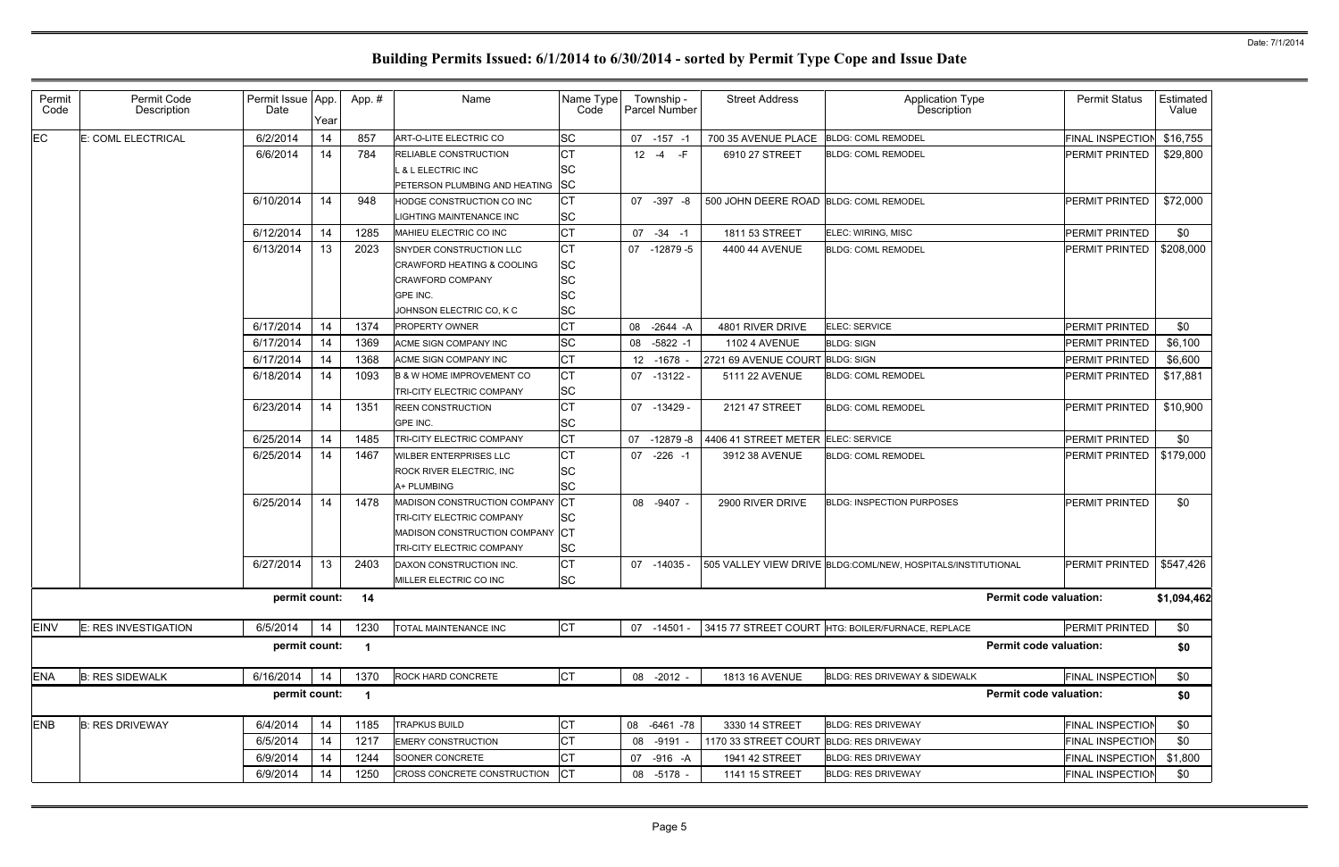# Building Permits Issued: 6/1/2014 to 6/30/2014 - sorted by Permit Type Cope and Issue Date

| Permit Code | Permit Code Description | Permit Issue Date | App. Year | App. # | Name | Name Type Code | Township - Parcel Number | Street Address | Application Type Description | Permit Status | Estimated Value |
|---|---|---|---|---|---|---|---|---|---|---|---|
| EC | E: COML ELECTRICAL | 6/2/2014 | 14 | 857 | ART-O-LITE ELECTRIC CO | SC | 07 -157 -1 | 700 35 AVENUE PLACE | BLDG: COML REMODEL | FINAL INSPECTION | $16,755 |
| | | 6/6/2014 | 14 | 784 | RELIABLE CONSTRUCTION | CT | 12 -4 -F | 6910 27 STREET | BLDG: COML REMODEL | PERMIT PRINTED | $29,800 |
| | | | | | L & L ELECTRIC INC | SC | | | | | |
| | | | | | PETERSON PLUMBING AND HEATING | SC | | | | | |
| | | 6/10/2014 | 14 | 948 | HODGE CONSTRUCTION CO INC | CT | 07 -397 -8 | 500 JOHN DEERE ROAD | BLDG: COML REMODEL | PERMIT PRINTED | $72,000 |
| | | | | | LIGHTING MAINTENANCE INC | SC | | | | | |
| | | 6/12/2014 | 14 | 1285 | MAHIEU ELECTRIC CO INC | CT | 07 -34 -1 | 1811 53 STREET | ELEC: WIRING, MISC | PERMIT PRINTED | $0 |
| | | 6/13/2014 | 13 | 2023 | SNYDER CONSTRUCTION LLC | CT | 07 -12879 -5 | 4400 44 AVENUE | BLDG: COML REMODEL | PERMIT PRINTED | $208,000 |
| | | | | | CRAWFORD HEATING & COOLING | SC | | | | | |
| | | | | | CRAWFORD COMPANY | SC | | | | | |
| | | | | | GPE INC. | SC | | | | | |
| | | | | | JOHNSON ELECTRIC CO, K C | SC | | | | | |
| | | 6/17/2014 | 14 | 1374 | PROPERTY OWNER | CT | 08 -2644 -A | 4801 RIVER DRIVE | ELEC: SERVICE | PERMIT PRINTED | $0 |
| | | 6/17/2014 | 14 | 1369 | ACME SIGN COMPANY INC | SC | 08 -5822 -1 | 1102 4 AVENUE | BLDG: SIGN | PERMIT PRINTED | $6,100 |
| | | 6/17/2014 | 14 | 1368 | ACME SIGN COMPANY INC | CT | 12 -1678 - | 2721 69 AVENUE COURT | BLDG: SIGN | PERMIT PRINTED | $6,600 |
| | | 6/18/2014 | 14 | 1093 | B & W HOME IMPROVEMENT CO | CT | 07 -13122 - | 5111 22 AVENUE | BLDG: COML REMODEL | PERMIT PRINTED | $17,881 |
| | | | | | TRI-CITY ELECTRIC COMPANY | SC | | | | | |
| | | 6/23/2014 | 14 | 1351 | REEN CONSTRUCTION | CT | 07 -13429 - | 2121 47 STREET | BLDG: COML REMODEL | PERMIT PRINTED | $10,900 |
| | | | | | GPE INC. | SC | | | | | |
| | | 6/25/2014 | 14 | 1485 | TRI-CITY ELECTRIC COMPANY | CT | 07 -12879 -8 | 4406 41 STREET METER | ELEC: SERVICE | PERMIT PRINTED | $0 |
| | | 6/25/2014 | 14 | 1467 | WILBER ENTERPRISES LLC | CT | 07 -226 -1 | 3912 38 AVENUE | BLDG: COML REMODEL | PERMIT PRINTED | $179,000 |
| | | | | | ROCK RIVER ELECTRIC, INC | SC | | | | | |
| | | | | | A+ PLUMBING | SC | | | | | |
| | | 6/25/2014 | 14 | 1478 | MADISON CONSTRUCTION COMPANY | CT | 08 -9407 - | 2900 RIVER DRIVE | BLDG: INSPECTION PURPOSES | PERMIT PRINTED | $0 |
| | | | | | TRI-CITY ELECTRIC COMPANY | SC | | | | | |
| | | | | | MADISON CONSTRUCTION COMPANY | CT | | | | | |
| | | | | | TRI-CITY ELECTRIC COMPANY | SC | | | | | |
| | | 6/27/2014 | 13 | 2403 | DAXON CONSTRUCTION INC. | CT | 07 -14035 - | 505 VALLEY VIEW DRIVE | BLDG:COML/NEW, HOSPITALS/INSTITUTIONAL | PERMIT PRINTED | $547,426 |
| | | | | | MILLER ELECTRIC CO INC | SC | | | | | |
| | | **permit count:** | | **14** | | | | | **Permit code valuation:** | | **$1,094,462** |
| EINV | E: RES INVESTIGATION | 6/5/2014 | 14 | 1230 | TOTAL MAINTENANCE INC | CT | 07 -14501 - | 3415 77 STREET COURT | HTG: BOILER/FURNACE, REPLACE | PERMIT PRINTED | $0 |
| | | **permit count:** | | **1** | | | | | **Permit code valuation:** | | **$0** |
| ENA | B: RES SIDEWALK | 6/16/2014 | 14 | 1370 | ROCK HARD CONCRETE | CT | 08 -2012 - | 1813 16 AVENUE | BLDG: RES DRIVEWAY & SIDEWALK | FINAL INSPECTION | $0 |
| | | **permit count:** | | **1** | | | | | **Permit code valuation:** | | **$0** |
| ENB | B: RES DRIVEWAY | 6/4/2014 | 14 | 1185 | TRAPKUS BUILD | CT | 08 -6461 -78 | 3330 14 STREET | BLDG: RES DRIVEWAY | FINAL INSPECTION | $0 |
| | | 6/5/2014 | 14 | 1217 | EMERY CONSTRUCTION | CT | 08 -9191 - | 1170 33 STREET COURT | BLDG: RES DRIVEWAY | FINAL INSPECTION | $0 |
| | | 6/9/2014 | 14 | 1244 | SOONER CONCRETE | CT | 07 -916 -A | 1941 42 STREET | BLDG: RES DRIVEWAY | FINAL INSPECTION | $1,800 |
| | | 6/9/2014 | 14 | 1250 | CROSS CONCRETE CONSTRUCTION | CT | 08 -5178 - | 1141 15 STREET | BLDG: RES DRIVEWAY | FINAL INSPECTION | $0 |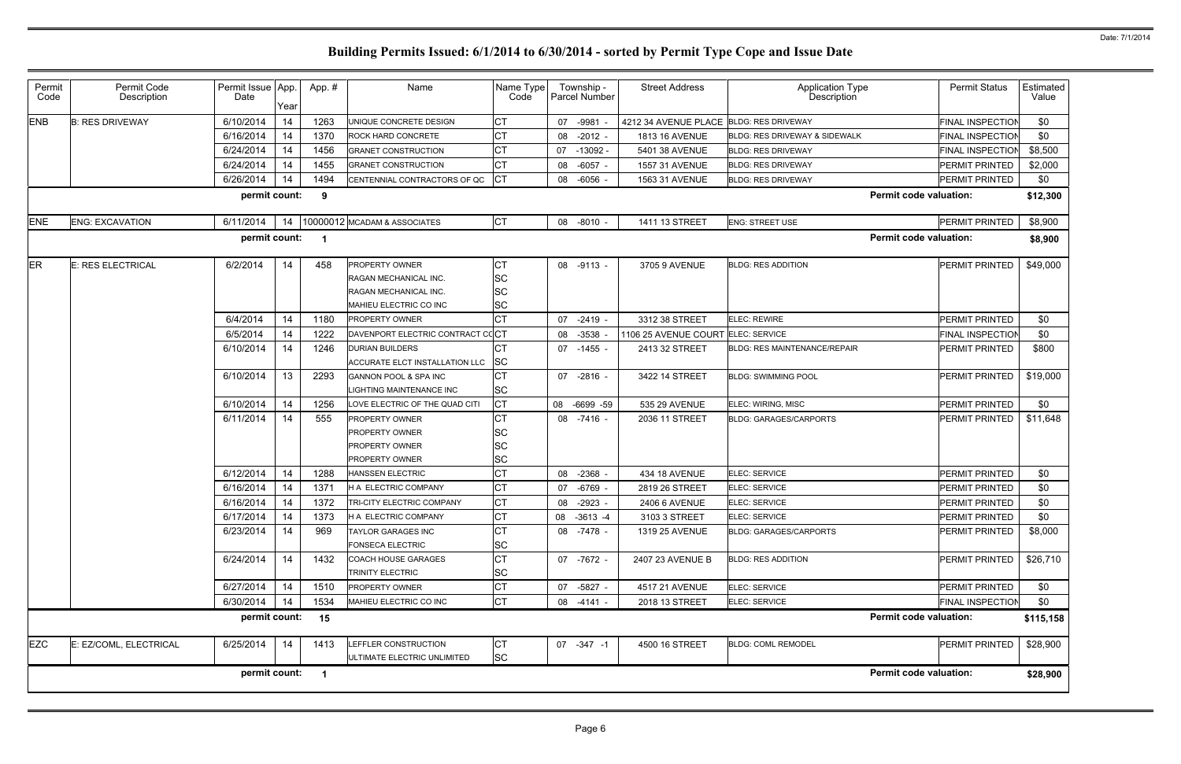# Building Permits Issued: 6/1/2014 to 6/30/2014 - sorted by Permit Type Cope and Issue Date

Date: 7/1/2014

| Permit Code | Permit Code Description | Permit Issue Date | App. Year | App. # | Name | Name Type Code | Township - Parcel Number | Street Address | Application Type Description | Permit Status | Estimated Value |
|---|---|---|---|---|---|---|---|---|---|---|---|
| ENB | B: RES DRIVEWAY | 6/10/2014 | 14 | 1263 | UNIQUE CONCRETE DESIGN | CT | 07 -9981 - | 4212 34 AVENUE PLACE | BLDG: RES DRIVEWAY | FINAL INSPECTION | $0 |
| | | 6/16/2014 | 14 | 1370 | ROCK HARD CONCRETE | CT | 08 -2012 - | 1813 16 AVENUE | BLDG: RES DRIVEWAY & SIDEWALK | FINAL INSPECTION | $0 |
| | | 6/24/2014 | 14 | 1456 | GRANET CONSTRUCTION | CT | 07 -13092 - | 5401 38 AVENUE | BLDG: RES DRIVEWAY | FINAL INSPECTION | $8,500 |
| | | 6/24/2014 | 14 | 1455 | GRANET CONSTRUCTION | CT | 08 -6057 - | 1557 31 AVENUE | BLDG: RES DRIVEWAY | PERMIT PRINTED | $2,000 |
| | | 6/26/2014 | 14 | 1494 | CENTENNIAL CONTRACTORS OF QC | CT | 08 -6056 - | 1563 31 AVENUE | BLDG: RES DRIVEWAY | PERMIT PRINTED | $0 |
| | | **permit count:** | | **9** | | | | | **Permit code valuation:** | | **$12,300** |
| ENE | ENG: EXCAVATION | 6/11/2014 | 14 | 10000012 | MCADAM & ASSOCIATES | CT | 08 -8010 - | 1411 13 STREET | ENG: STREET USE | PERMIT PRINTED | $8,900 |
| | | **permit count:** | | **1** | | | | | **Permit code valuation:** | | **$8,900** |
| ER | E: RES ELECTRICAL | 6/2/2014 | 14 | 458 | PROPERTY OWNER | CT | 08 -9113 - | 3705 9 AVENUE | BLDG: RES ADDITION | PERMIT PRINTED | $49,000 |
| | | | | | RAGAN MECHANICAL INC. | SC | | | | | |
| | | | | | RAGAN MECHANICAL INC. | SC | | | | | |
| | | | | | MAHIEU ELECTRIC CO INC | SC | | | | | |
| | | 6/4/2014 | 14 | 1180 | PROPERTY OWNER | CT | 07 -2419 - | 3312 38 STREET | ELEC: REWIRE | PERMIT PRINTED | $0 |
| | | 6/5/2014 | 14 | 1222 | DAVENPORT ELECTRIC CONTRACT CO | CT | 08 -3538 - | 1106 25 AVENUE COURT | ELEC: SERVICE | FINAL INSPECTION | $0 |
| | | 6/10/2014 | 14 | 1246 | DURIAN BUILDERS | CT | 07 -1455 - | 2413 32 STREET | BLDG: RES MAINTENANCE/REPAIR | PERMIT PRINTED | $800 |
| | | | | | ACCURATE ELCT INSTALLATION LLC | SC | | | | | |
| | | 6/10/2014 | 13 | 2293 | GANNON POOL & SPA INC | CT | 07 -2816 - | 3422 14 STREET | BLDG: SWIMMING POOL | PERMIT PRINTED | $19,000 |
| | | | | | LIGHTING MAINTENANCE INC | SC | | | | | |
| | | 6/10/2014 | 14 | 1256 | LOVE ELECTRIC OF THE QUAD CITI | CT | 08 -6699 -59 | 535 29 AVENUE | ELEC: WIRING, MISC | PERMIT PRINTED | $0 |
| | | 6/11/2014 | 14 | 555 | PROPERTY OWNER | CT | 08 -7416 - | 2036 11 STREET | BLDG: GARAGES/CARPORTS | PERMIT PRINTED | $11,648 |
| | | | | | PROPERTY OWNER | SC | | | | | |
| | | | | | PROPERTY OWNER | SC | | | | | |
| | | | | | PROPERTY OWNER | SC | | | | | |
| | | 6/12/2014 | 14 | 1288 | HANSSEN ELECTRIC | CT | 08 -2368 - | 434 18 AVENUE | ELEC: SERVICE | PERMIT PRINTED | $0 |
| | | 6/16/2014 | 14 | 1371 | H A ELECTRIC COMPANY | CT | 07 -6769 - | 2819 26 STREET | ELEC: SERVICE | PERMIT PRINTED | $0 |
| | | 6/16/2014 | 14 | 1372 | TRI-CITY ELECTRIC COMPANY | CT | 08 -2923 - | 2406 6 AVENUE | ELEC: SERVICE | PERMIT PRINTED | $0 |
| | | 6/17/2014 | 14 | 1373 | H A ELECTRIC COMPANY | CT | 08 -3613 -4 | 3103 3 STREET | ELEC: SERVICE | PERMIT PRINTED | $0 |
| | | 6/23/2014 | 14 | 969 | TAYLOR GARAGES INC | CT | 08 -7478 - | 1319 25 AVENUE | BLDG: GARAGES/CARPORTS | PERMIT PRINTED | $8,000 |
| | | | | | FONSECA ELECTRIC | SC | | | | | |
| | | 6/24/2014 | 14 | 1432 | COACH HOUSE GARAGES | CT | 07 -7672 - | 2407 23 AVENUE B | BLDG: RES ADDITION | PERMIT PRINTED | $26,710 |
| | | | | | TRINITY ELECTRIC | SC | | | | | |
| | | 6/27/2014 | 14 | 1510 | PROPERTY OWNER | CT | 07 -5827 - | 4517 21 AVENUE | ELEC: SERVICE | PERMIT PRINTED | $0 |
| | | 6/30/2014 | 14 | 1534 | MAHIEU ELECTRIC CO INC | CT | 08 -4141 - | 2018 13 STREET | ELEC: SERVICE | FINAL INSPECTION | $0 |
| | | **permit count:** | | **15** | | | | | **Permit code valuation:** | | **$115,158** |
| EZC | E: EZ/COML, ELECTRICAL | 6/25/2014 | 14 | 1413 | LEFFLER CONSTRUCTION | CT | 07 -347 -1 | 4500 16 STREET | BLDG: COML REMODEL | PERMIT PRINTED | $28,900 |
| | | | | | ULTIMATE ELECTRIC UNLIMITED | SC | | | | | |
| | | **permit count:** | | **1** | | | | | **Permit code valuation:** | | **$28,900** |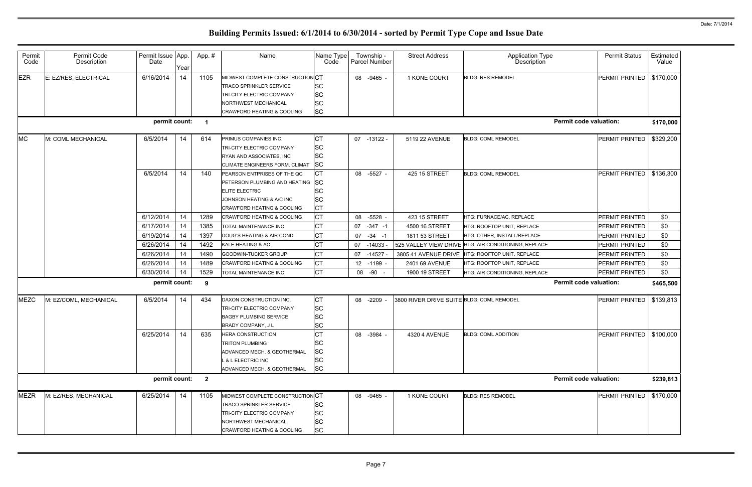# Building Permits Issued: 6/1/2014 to 6/30/2014 - sorted by Permit Type Cope and Issue Date

Date: 7/1/2014

| Permit Code | Permit Code Description | Permit Issue Date | App. Year | App. # | Name | Name Type Code | Township - Parcel Number | Street Address | Application Type Description | Permit Status | Estimated Value |
|---|---|---|---|---|---|---|---|---|---|---|---|
| EZR | E: EZ/RES, ELECTRICAL | 6/16/2014 | 14 | 1105 | MIDWEST COMPLETE CONSTRUCTION | CT | 08 -9465 - | 1 KONE COURT | BLDG: RES REMODEL | PERMIT PRINTED | $170,000 |
| | | | | | TRACO SPRINKLER SERVICE | SC | | | | | |
| | | | | | TRI-CITY ELECTRIC COMPANY | SC | | | | | |
| | | | | | NORTHWEST MECHANICAL | SC | | | | | |
| | | | | | CRAWFORD HEATING & COOLING | SC | | | | | |
| | | **permit count:** | | **1** | | | | | **Permit code valuation:** | | **$170,000** |
| MC | M: COML MECHANICAL | 6/5/2014 | 14 | 614 | PRIMUS COMPANIES INC. | CT | 07 -13122 - | 5119 22 AVENUE | BLDG: COML REMODEL | PERMIT PRINTED | $329,200 |
| | | | | | TRI-CITY ELECTRIC COMPANY | SC | | | | | |
| | | | | | RYAN AND ASSOCIATES, INC | SC | | | | | |
| | | | | | CLIMATE ENGINEERS FORM. CLIMAT | SC | | | | | |
| | | 6/5/2014 | 14 | 140 | PEARSON ENTPRISES OF THE QC | CT | 08 -5527 - | 425 15 STREET | BLDG: COML REMODEL | PERMIT PRINTED | $136,300 |
| | | | | | PETERSON PLUMBING AND HEATING | SC | | | | | |
| | | | | | ELITE ELECTRIC | SC | | | | | |
| | | | | | JOHNSON HEATING & A/C INC | SC | | | | | |
| | | | | | CRAWFORD HEATING & COOLING | CT | | | | | |
| | | 6/12/2014 | 14 | 1289 | CRAWFORD HEATING & COOLING | CT | 08 -5528 - | 423 15 STREET | HTG: FURNACE/AC, REPLACE | PERMIT PRINTED | $0 |
| | | 6/17/2014 | 14 | 1385 | TOTAL MAINTENANCE INC | CT | 07 -347 -1 | 4500 16 STREET | HTG: ROOFTOP UNIT, REPLACE | PERMIT PRINTED | $0 |
| | | 6/19/2014 | 14 | 1397 | DOUG'S HEATING & AIR COND | CT | 07 -34 -1 | 1811 53 STREET | HTG: OTHER, INSTALL/REPLACE | PERMIT PRINTED | $0 |
| | | 6/26/2014 | 14 | 1492 | KALE HEATING & AC | CT | 07 -14033 - | 525 VALLEY VIEW DRIVE | HTG: AIR CONDITIONING, REPLACE | PERMIT PRINTED | $0 |
| | | 6/26/2014 | 14 | 1490 | GOODWIN-TUCKER GROUP | CT | 07 -14527 - | 3805 41 AVENUE DRIVE | HTG: ROOFTOP UNIT, REPLACE | PERMIT PRINTED | $0 |
| | | 6/26/2014 | 14 | 1489 | CRAWFORD HEATING & COOLING | CT | 12 -1199 - | 2401 69 AVENUE | HTG: ROOFTOP UNIT, REPLACE | PERMIT PRINTED | $0 |
| | | 6/30/2014 | 14 | 1529 | TOTAL MAINTENANCE INC | CT | 08 -90 - | 1900 19 STREET | HTG: AIR CONDITIONING, REPLACE | PERMIT PRINTED | $0 |
| | | **permit count:** | | **9** | | | | | **Permit code valuation:** | | **$465,500** |
| MEZC | M: EZ/COML, MECHANICAL | 6/5/2014 | 14 | 434 | DAXON CONSTRUCTION INC. | CT | 08 -2209 - | 3800 RIVER DRIVE SUITE | BLDG: COML REMODEL | PERMIT PRINTED | $139,813 |
| | | | | | TRI-CITY ELECTRIC COMPANY | SC | | | | | |
| | | | | | BAGBY PLUMBING SERVICE | SC | | | | | |
| | | | | | BRADY COMPANY, J L | SC | | | | | |
| | | 6/25/2014 | 14 | 635 | HERA CONSTRUCTION | CT | 08 -3984 - | 4320 4 AVENUE | BLDG: COML ADDITION | PERMIT PRINTED | $100,000 |
| | | | | | TRITON PLUMBING | SC | | | | | |
| | | | | | ADVANCED MECH. & GEOTHERMAL | SC | | | | | |
| | | | | | L & L ELECTRIC INC | SC | | | | | |
| | | | | | ADVANCED MECH. & GEOTHERMAL | SC | | | | | |
| | | **permit count:** | | **2** | | | | | **Permit code valuation:** | | **$239,813** |
| MEZR | M: EZ/RES, MECHANICAL | 6/25/2014 | 14 | 1105 | MIDWEST COMPLETE CONSTRUCTION | CT | 08 -9465 - | 1 KONE COURT | BLDG: RES REMODEL | PERMIT PRINTED | $170,000 |
| | | | | | TRACO SPRINKLER SERVICE | SC | | | | | |
| | | | | | TRI-CITY ELECTRIC COMPANY | SC | | | | | |
| | | | | | NORTHWEST MECHANICAL | SC | | | | | |
| | | | | | CRAWFORD HEATING & COOLING | SC | | | | | |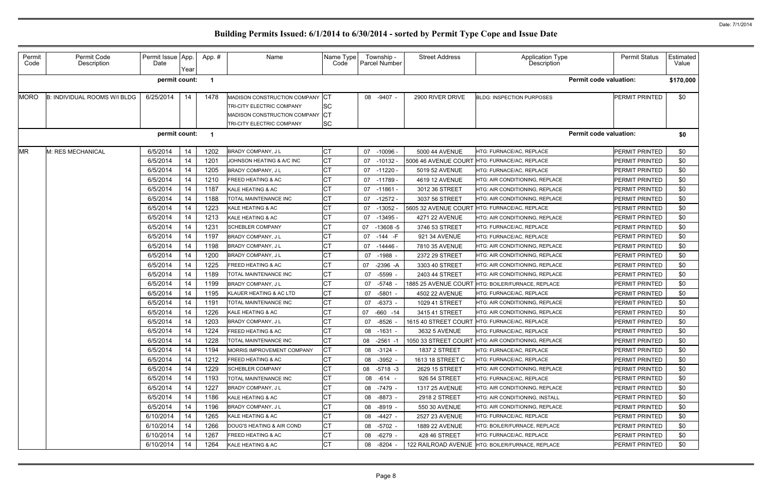# Building Permits Issued: 6/1/2014 to 6/30/2014 - sorted by Permit Type Cope and Issue Date

Date: 7/1/2014

| Permit Code | Permit Code Description | Permit Issue Date | App. Year | App. # | Name | Name Type Code | Township - Parcel Number | Street Address | Application Type Description | Permit Status | Estimated Value |
|---|---|---|---|---|---|---|---|---|---|---|---|
| | | **permit count:** | | **1** | | | | | **Permit code valuation:** | | **$170,000** |
| MORO | B: INDIVIDUAL ROOMS W/I BLDG | 6/25/2014 | 14 | 1478 | MADISON CONSTRUCTION COMPANY<br>TRI-CITY ELECTRIC COMPANY<br>MADISON CONSTRUCTION COMPANY<br>TRI-CITY ELECTRIC COMPANY | CT<br>SC<br>CT<br>SC | 08 -9407 - | 2900 RIVER DRIVE | BLDG: INSPECTION PURPOSES | PERMIT PRINTED | $0 |
| | | **permit count:** | | **1** | | | | | **Permit code valuation:** | | **$0** |
| MR | M: RES MECHANICAL | 6/5/2014 | 14 | 1202 | BRADY COMPANY, J L | CT | 07 -10096 - | 5000 44 AVENUE | HTG: FURNACE/AC, REPLACE | PERMIT PRINTED | $0 |
| | | 6/5/2014 | 14 | 1201 | JOHNSON HEATING & A/C INC | CT | 07 -10132 - | 5006 46 AVENUE COURT | HTG: FURNACE/AC, REPLACE | PERMIT PRINTED | $0 |
| | | 6/5/2014 | 14 | 1205 | BRADY COMPANY, J L | CT | 07 -11220 - | 5019 52 AVENUE | HTG: FURNACE/AC, REPLACE | PERMIT PRINTED | $0 |
| | | 6/5/2014 | 14 | 1210 | FREED HEATING & AC | CT | 07 -11789 - | 4619 12 AVENUE | HTG: AIR CONDITIONING, REPLACE | PERMIT PRINTED | $0 |
| | | 6/5/2014 | 14 | 1187 | KALE HEATING & AC | CT | 07 -11861 - | 3012 36 STREET | HTG: AIR CONDITIONING, REPLACE | PERMIT PRINTED | $0 |
| | | 6/5/2014 | 14 | 1188 | TOTAL MAINTENANCE INC | CT | 07 -12572 - | 3037 56 STREET | HTG: AIR CONDITIONING, REPLACE | PERMIT PRINTED | $0 |
| | | 6/5/2014 | 14 | 1223 | KALE HEATING & AC | CT | 07 -13052 - | 5605 32 AVENUE COURT | HTG: FURNACE/AC, REPLACE | PERMIT PRINTED | $0 |
| | | 6/5/2014 | 14 | 1213 | KALE HEATING & AC | CT | 07 -13495 - | 4271 22 AVENUE | HTG: AIR CONDITIONING, REPLACE | PERMIT PRINTED | $0 |
| | | 6/5/2014 | 14 | 1231 | SCHEBLER COMPANY | CT | 07 -13608 -5 | 3746 53 STREET | HTG: FURNACE/AC, REPLACE | PERMIT PRINTED | $0 |
| | | 6/5/2014 | 14 | 1197 | BRADY COMPANY, J L | CT | 07 -144 -F | 921 34 AVENUE | HTG: FURNACE/AC, REPLACE | PERMIT PRINTED | $0 |
| | | 6/5/2014 | 14 | 1198 | BRADY COMPANY, J L | CT | 07 -14446 - | 7810 35 AVENUE | HTG: AIR CONDITIONING, REPLACE | PERMIT PRINTED | $0 |
| | | 6/5/2014 | 14 | 1200 | BRADY COMPANY, J L | CT | 07 -1988 - | 2372 29 STREET | HTG: AIR CONDITIONING, REPLACE | PERMIT PRINTED | $0 |
| | | 6/5/2014 | 14 | 1225 | FREED HEATING & AC | CT | 07 -2396 -A | 3303 40 STREET | HTG: AIR CONDITIONING, REPLACE | PERMIT PRINTED | $0 |
| | | 6/5/2014 | 14 | 1189 | TOTAL MAINTENANCE INC | CT | 07 -5599 - | 2403 44 STREET | HTG: AIR CONDITIONING, REPLACE | PERMIT PRINTED | $0 |
| | | 6/5/2014 | 14 | 1199 | BRADY COMPANY, J L | CT | 07 -5748 - | 1885 25 AVENUE COURT | HTG: BOILER/FURNACE, REPLACE | PERMIT PRINTED | $0 |
| | | 6/5/2014 | 14 | 1195 | KLAUER HEATING & AC LTD | CT | 07 -5801 - | 4502 22 AVENUE | HTG: FURNACE/AC, REPLACE | PERMIT PRINTED | $0 |
| | | 6/5/2014 | 14 | 1191 | TOTAL MAINTENANCE INC | CT | 07 -6373 - | 1029 41 STREET | HTG: AIR CONDITIONING, REPLACE | PERMIT PRINTED | $0 |
| | | 6/5/2014 | 14 | 1226 | KALE HEATING & AC | CT | 07 -660 -14 | 3415 41 STREET | HTG: AIR CONDITIONING, REPLACE | PERMIT PRINTED | $0 |
| | | 6/5/2014 | 14 | 1203 | BRADY COMPANY, J L | CT | 07 -8526 - | 1615 40 STREET COURT | HTG: FURNACE/AC, REPLACE | PERMIT PRINTED | $0 |
| | | 6/5/2014 | 14 | 1224 | FREED HEATING & AC | CT | 08 -1631 - | 3632 5 AVENUE | HTG: FURNACE/AC, REPLACE | PERMIT PRINTED | $0 |
| | | 6/5/2014 | 14 | 1228 | TOTAL MAINTENANCE INC | CT | 08 -2561 -1 | 1050 33 STREET COURT | HTG: AIR CONDITIONING, REPLACE | PERMIT PRINTED | $0 |
| | | 6/5/2014 | 14 | 1194 | MORRIS IMPROVEMENT COMPANY | CT | 08 -3124 - | 1837 2 STREET | HTG: FURNACE/AC, REPLACE | PERMIT PRINTED | $0 |
| | | 6/5/2014 | 14 | 1212 | FREED HEATING & AC | CT | 08 -3952 - | 1613 18 STREET C | HTG: FURNACE/AC, REPLACE | PERMIT PRINTED | $0 |
| | | 6/5/2014 | 14 | 1229 | SCHEBLER COMPANY | CT | 08 -5718 -3 | 2629 15 STREET | HTG: AIR CONDITIONING, REPLACE | PERMIT PRINTED | $0 |
| | | 6/5/2014 | 14 | 1193 | TOTAL MAINTENANCE INC | CT | 08 -614 - | 926 54 STREET | HTG: FURNACE/AC, REPLACE | PERMIT PRINTED | $0 |
| | | 6/5/2014 | 14 | 1227 | BRADY COMPANY, J L | CT | 08 -7479 - | 1317 25 AVENUE | HTG: AIR CONDITIONING, REPLACE | PERMIT PRINTED | $0 |
| | | 6/5/2014 | 14 | 1186 | KALE HEATING & AC | CT | 08 -8873 - | 2918 2 STREET | HTG: AIR CONDITIONING, INSTALL | PERMIT PRINTED | $0 |
| | | 6/5/2014 | 14 | 1196 | BRADY COMPANY, J L | CT | 08 -8919 - | 550 30 AVENUE | HTG: AIR CONDITIONING, REPLACE | PERMIT PRINTED | $0 |
| | | 6/10/2014 | 14 | 1265 | KALE HEATING & AC | CT | 08 -4427 - | 2527 23 AVENUE | HTG: FURNACE/AC, REPLACE | PERMIT PRINTED | $0 |
| | | 6/10/2014 | 14 | 1266 | DOUG'S HEATING & AIR COND | CT | 08 -5702 - | 1889 22 AVENUE | HTG: BOILER/FURNACE, REPLACE | PERMIT PRINTED | $0 |
| | | 6/10/2014 | 14 | 1267 | FREED HEATING & AC | CT | 08 -6279 - | 428 46 STREET | HTG: FURNACE/AC, REPLACE | PERMIT PRINTED | $0 |
| | | 6/10/2014 | 14 | 1264 | KALE HEATING & AC | CT | 08 -8204 - | 122 RAILROAD AVENUE | HTG: BOILER/FURNACE, REPLACE | PERMIT PRINTED | $0 |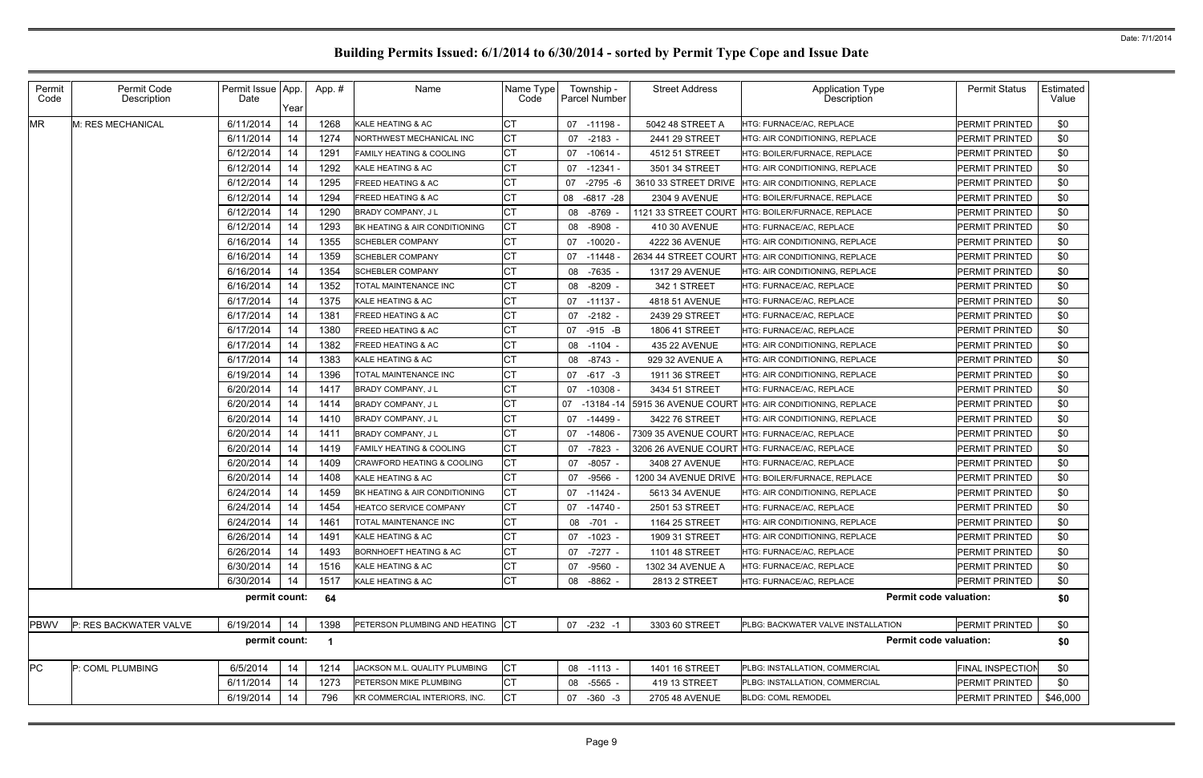# Building Permits Issued: 6/1/2014 to 6/30/2014 - sorted by Permit Type Cope and Issue Date

| Permit Code | Permit Code Description | Permit Issue Date | App. Year | App. # | Name | Name Type Code | Township - Parcel Number | Street Address | Application Type Description | Permit Status | Estimated Value |
|---|---|---|---|---|---|---|---|---|---|---|---|
| MR | M: RES MECHANICAL | 6/11/2014 | 14 | 1268 | KALE HEATING & AC | CT | 07 -11198 - | 5042 48 STREET A | HTG: FURNACE/AC, REPLACE | PERMIT PRINTED | $0 |
| | | 6/11/2014 | 14 | 1274 | NORTHWEST MECHANICAL INC | CT | 07 -2183 - | 2441 29 STREET | HTG: AIR CONDITIONING, REPLACE | PERMIT PRINTED | $0 |
| | | 6/12/2014 | 14 | 1291 | FAMILY HEATING & COOLING | CT | 07 -10614 - | 4512 51 STREET | HTG: BOILER/FURNACE, REPLACE | PERMIT PRINTED | $0 |
| | | 6/12/2014 | 14 | 1292 | KALE HEATING & AC | CT | 07 -12341 - | 3501 34 STREET | HTG: AIR CONDITIONING, REPLACE | PERMIT PRINTED | $0 |
| | | 6/12/2014 | 14 | 1295 | FREED HEATING & AC | CT | 07 -2795 -6 | 3610 33 STREET DRIVE | HTG: AIR CONDITIONING, REPLACE | PERMIT PRINTED | $0 |
| | | 6/12/2014 | 14 | 1294 | FREED HEATING & AC | CT | 08 -6817 -28 | 2304 9 AVENUE | HTG: BOILER/FURNACE, REPLACE | PERMIT PRINTED | $0 |
| | | 6/12/2014 | 14 | 1290 | BRADY COMPANY, J L | CT | 08 -8769 - | 1121 33 STREET COURT | HTG: BOILER/FURNACE, REPLACE | PERMIT PRINTED | $0 |
| | | 6/12/2014 | 14 | 1293 | BK HEATING & AIR CONDITIONING | CT | 08 -8908 - | 410 30 AVENUE | HTG: FURNACE/AC, REPLACE | PERMIT PRINTED | $0 |
| | | 6/16/2014 | 14 | 1355 | SCHEBLER COMPANY | CT | 07 -10020 - | 4222 36 AVENUE | HTG: AIR CONDITIONING, REPLACE | PERMIT PRINTED | $0 |
| | | 6/16/2014 | 14 | 1359 | SCHEBLER COMPANY | CT | 07 -11448 - | 2634 44 STREET COURT | HTG: AIR CONDITIONING, REPLACE | PERMIT PRINTED | $0 |
| | | 6/16/2014 | 14 | 1354 | SCHEBLER COMPANY | CT | 08 -7635 - | 1317 29 AVENUE | HTG: AIR CONDITIONING, REPLACE | PERMIT PRINTED | $0 |
| | | 6/16/2014 | 14 | 1352 | TOTAL MAINTENANCE INC | CT | 08 -8209 - | 342 1 STREET | HTG: FURNACE/AC, REPLACE | PERMIT PRINTED | $0 |
| | | 6/17/2014 | 14 | 1375 | KALE HEATING & AC | CT | 07 -11137 - | 4818 51 AVENUE | HTG: FURNACE/AC, REPLACE | PERMIT PRINTED | $0 |
| | | 6/17/2014 | 14 | 1381 | FREED HEATING & AC | CT | 07 -2182 - | 2439 29 STREET | HTG: FURNACE/AC, REPLACE | PERMIT PRINTED | $0 |
| | | 6/17/2014 | 14 | 1380 | FREED HEATING & AC | CT | 07 -915 -B | 1806 41 STREET | HTG: FURNACE/AC, REPLACE | PERMIT PRINTED | $0 |
| | | 6/17/2014 | 14 | 1382 | FREED HEATING & AC | CT | 08 -1104 - | 435 22 AVENUE | HTG: AIR CONDITIONING, REPLACE | PERMIT PRINTED | $0 |
| | | 6/17/2014 | 14 | 1383 | KALE HEATING & AC | CT | 08 -8743 - | 929 32 AVENUE A | HTG: AIR CONDITIONING, REPLACE | PERMIT PRINTED | $0 |
| | | 6/19/2014 | 14 | 1396 | TOTAL MAINTENANCE INC | CT | 07 -617 -3 | 1911 36 STREET | HTG: AIR CONDITIONING, REPLACE | PERMIT PRINTED | $0 |
| | | 6/20/2014 | 14 | 1417 | BRADY COMPANY, J L | CT | 07 -10308 - | 3434 51 STREET | HTG: FURNACE/AC, REPLACE | PERMIT PRINTED | $0 |
| | | 6/20/2014 | 14 | 1414 | BRADY COMPANY, J L | CT | 07 -13184 -14 | 5915 36 AVENUE COURT | HTG: AIR CONDITIONING, REPLACE | PERMIT PRINTED | $0 |
| | | 6/20/2014 | 14 | 1410 | BRADY COMPANY, J L | CT | 07 -14499 - | 3422 76 STREET | HTG: AIR CONDITIONING, REPLACE | PERMIT PRINTED | $0 |
| | | 6/20/2014 | 14 | 1411 | BRADY COMPANY, J L | CT | 07 -14806 - | 7309 35 AVENUE COURT | HTG: FURNACE/AC, REPLACE | PERMIT PRINTED | $0 |
| | | 6/20/2014 | 14 | 1419 | FAMILY HEATING & COOLING | CT | 07 -7823 - | 3206 26 AVENUE COURT | HTG: FURNACE/AC, REPLACE | PERMIT PRINTED | $0 |
| | | 6/20/2014 | 14 | 1409 | CRAWFORD HEATING & COOLING | CT | 07 -8057 - | 3408 27 AVENUE | HTG: FURNACE/AC, REPLACE | PERMIT PRINTED | $0 |
| | | 6/20/2014 | 14 | 1408 | KALE HEATING & AC | CT | 07 -9566 - | 1200 34 AVENUE DRIVE | HTG: BOILER/FURNACE, REPLACE | PERMIT PRINTED | $0 |
| | | 6/24/2014 | 14 | 1459 | BK HEATING & AIR CONDITIONING | CT | 07 -11424 - | 5613 34 AVENUE | HTG: AIR CONDITIONING, REPLACE | PERMIT PRINTED | $0 |
| | | 6/24/2014 | 14 | 1454 | HEATCO SERVICE COMPANY | CT | 07 -14740 - | 2501 53 STREET | HTG: FURNACE/AC, REPLACE | PERMIT PRINTED | $0 |
| | | 6/24/2014 | 14 | 1461 | TOTAL MAINTENANCE INC | CT | 08 -701 - | 1164 25 STREET | HTG: AIR CONDITIONING, REPLACE | PERMIT PRINTED | $0 |
| | | 6/26/2014 | 14 | 1491 | KALE HEATING & AC | CT | 07 -1023 - | 1909 31 STREET | HTG: AIR CONDITIONING, REPLACE | PERMIT PRINTED | $0 |
| | | 6/26/2014 | 14 | 1493 | BORNHOEFT HEATING & AC | CT | 07 -7277 - | 1101 48 STREET | HTG: FURNACE/AC, REPLACE | PERMIT PRINTED | $0 |
| | | 6/30/2014 | 14 | 1516 | KALE HEATING & AC | CT | 07 -9560 - | 1302 34 AVENUE A | HTG: FURNACE/AC, REPLACE | PERMIT PRINTED | $0 |
| | | 6/30/2014 | 14 | 1517 | KALE HEATING & AC | CT | 08 -8862 - | 2813 2 STREET | HTG: FURNACE/AC, REPLACE | PERMIT PRINTED | $0 |
| | | **permit count:** | | **64** | | | | | **Permit code valuation:** | | **$0** |
| PBWV | P: RES BACKWATER VALVE | 6/19/2014 | 14 | 1398 | PETERSON PLUMBING AND HEATING | CT | 07 -232 -1 | 3303 60 STREET | PLBG: BACKWATER VALVE INSTALLATION | PERMIT PRINTED | $0 |
| | | **permit count:** | | **1** | | | | | **Permit code valuation:** | | **$0** |
| PC | P: COML PLUMBING | 6/5/2014 | 14 | 1214 | JACKSON M.L. QUALITY PLUMBING | CT | 08 -1113 - | 1401 16 STREET | PLBG: INSTALLATION, COMMERCIAL | FINAL INSPECTION | $0 |
| | | 6/11/2014 | 14 | 1273 | PETERSON MIKE PLUMBING | CT | 08 -5565 - | 419 13 STREET | PLBG: INSTALLATION, COMMERCIAL | PERMIT PRINTED | $0 |
| | | 6/19/2014 | 14 | 796 | KR COMMERCIAL INTERIORS, INC. | CT | 07 -360 -3 | 2705 48 AVENUE | BLDG: COML REMODEL | PERMIT PRINTED | $46,000 |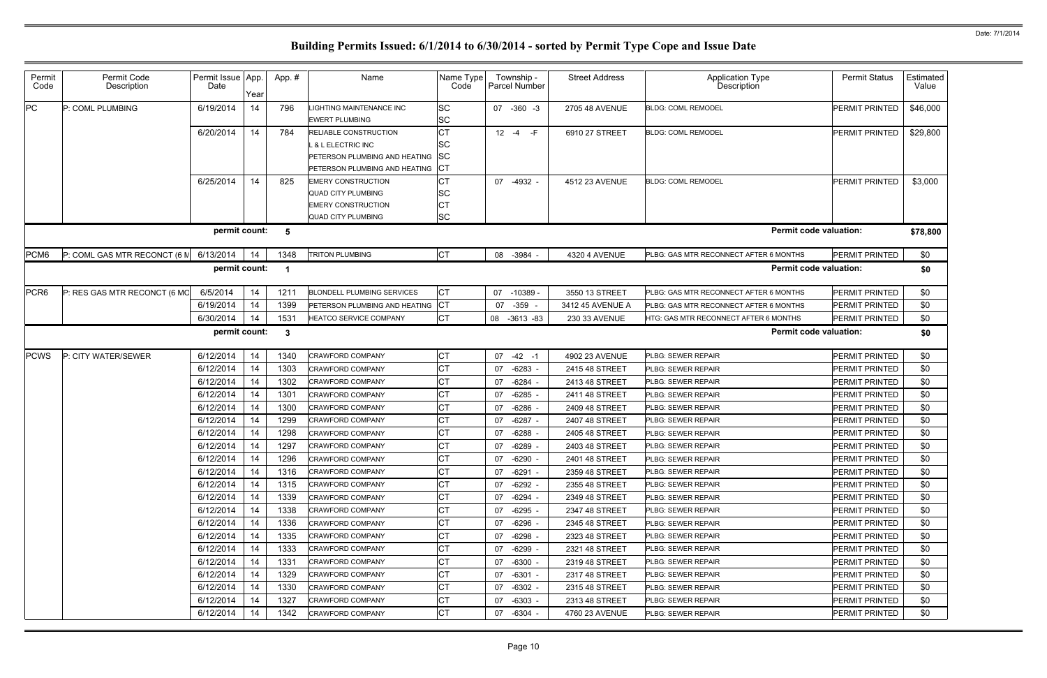# Building Permits Issued: 6/1/2014 to 6/30/2014 - sorted by Permit Type Cope and Issue Date

| Permit Code | Permit Code Description | Permit Issue Date | App. Year | App. # | Name | Name Type Code | Township - Parcel Number | Street Address | Application Type Description | Permit Status | Estimated Value |
|---|---|---|---|---|---|---|---|---|---|---|---|
| PC | P: COML PLUMBING | 6/19/2014 | 14 | 796 | LIGHTING MAINTENANCE INC | SC | 07 -360 -3 | 2705 48 AVENUE | BLDG: COML REMODEL | PERMIT PRINTED | $46,000 |
| | | | | | EWERT PLUMBING | SC | | | | | |
| | | 6/20/2014 | 14 | 784 | RELIABLE CONSTRUCTION | CT | 12 -4 -F | 6910 27 STREET | BLDG: COML REMODEL | PERMIT PRINTED | $29,800 |
| | | | | | L & L ELECTRIC INC | SC | | | | | |
| | | | | | PETERSON PLUMBING AND HEATING | SC | | | | | |
| | | | | | PETERSON PLUMBING AND HEATING | CT | | | | | |
| | | 6/25/2014 | 14 | 825 | EMERY CONSTRUCTION | CT | 07 -4932 - | 4512 23 AVENUE | BLDG: COML REMODEL | PERMIT PRINTED | $3,000 |
| | | | | | QUAD CITY PLUMBING | SC | | | | | |
| | | | | | EMERY CONSTRUCTION | CT | | | | | |
| | | | | | QUAD CITY PLUMBING | SC | | | | | |
| | | **permit count:** | | **5** | | | | | **Permit code valuation:** | | **$78,800** |
| PCM6 | P: COML GAS MTR RECONCT (6 M | 6/13/2014 | 14 | 1348 | TRITON PLUMBING | CT | 08 -3984 - | 4320 4 AVENUE | PLBG: GAS MTR RECONNECT AFTER 6 MONTHS | PERMIT PRINTED | $0 |
| | | **permit count:** | | **1** | | | | | **Permit code valuation:** | | **$0** |
| PCR6 | P: RES GAS MTR RECONCT (6 MO | 6/5/2014 | 14 | 1211 | BLONDELL PLUMBING SERVICES | CT | 07 -10389 - | 3550 13 STREET | PLBG: GAS MTR RECONNECT AFTER 6 MONTHS | PERMIT PRINTED | $0 |
| | | 6/19/2014 | 14 | 1399 | PETERSON PLUMBING AND HEATING | CT | 07 -359 - | 3412 45 AVENUE A | PLBG: GAS MTR RECONNECT AFTER 6 MONTHS | PERMIT PRINTED | $0 |
| | | 6/30/2014 | 14 | 1531 | HEATCO SERVICE COMPANY | CT | 08 -3613 -83 | 230 33 AVENUE | HTG: GAS MTR RECONNECT AFTER 6 MONTHS | PERMIT PRINTED | $0 |
| | | **permit count:** | | **3** | | | | | **Permit code valuation:** | | **$0** |
| PCWS | P: CITY WATER/SEWER | 6/12/2014 | 14 | 1340 | CRAWFORD COMPANY | CT | 07 -42 -1 | 4902 23 AVENUE | PLBG: SEWER REPAIR | PERMIT PRINTED | $0 |
| | | 6/12/2014 | 14 | 1303 | CRAWFORD COMPANY | CT | 07 -6283 - | 2415 48 STREET | PLBG: SEWER REPAIR | PERMIT PRINTED | $0 |
| | | 6/12/2014 | 14 | 1302 | CRAWFORD COMPANY | CT | 07 -6284 - | 2413 48 STREET | PLBG: SEWER REPAIR | PERMIT PRINTED | $0 |
| | | 6/12/2014 | 14 | 1301 | CRAWFORD COMPANY | CT | 07 -6285 - | 2411 48 STREET | PLBG: SEWER REPAIR | PERMIT PRINTED | $0 |
| | | 6/12/2014 | 14 | 1300 | CRAWFORD COMPANY | CT | 07 -6286 - | 2409 48 STREET | PLBG: SEWER REPAIR | PERMIT PRINTED | $0 |
| | | 6/12/2014 | 14 | 1299 | CRAWFORD COMPANY | CT | 07 -6287 - | 2407 48 STREET | PLBG: SEWER REPAIR | PERMIT PRINTED | $0 |
| | | 6/12/2014 | 14 | 1298 | CRAWFORD COMPANY | CT | 07 -6288 - | 2405 48 STREET | PLBG: SEWER REPAIR | PERMIT PRINTED | $0 |
| | | 6/12/2014 | 14 | 1297 | CRAWFORD COMPANY | CT | 07 -6289 - | 2403 48 STREET | PLBG: SEWER REPAIR | PERMIT PRINTED | $0 |
| | | 6/12/2014 | 14 | 1296 | CRAWFORD COMPANY | CT | 07 -6290 - | 2401 48 STREET | PLBG: SEWER REPAIR | PERMIT PRINTED | $0 |
| | | 6/12/2014 | 14 | 1316 | CRAWFORD COMPANY | CT | 07 -6291 - | 2359 48 STREET | PLBG: SEWER REPAIR | PERMIT PRINTED | $0 |
| | | 6/12/2014 | 14 | 1315 | CRAWFORD COMPANY | CT | 07 -6292 - | 2355 48 STREET | PLBG: SEWER REPAIR | PERMIT PRINTED | $0 |
| | | 6/12/2014 | 14 | 1339 | CRAWFORD COMPANY | CT | 07 -6294 - | 2349 48 STREET | PLBG: SEWER REPAIR | PERMIT PRINTED | $0 |
| | | 6/12/2014 | 14 | 1338 | CRAWFORD COMPANY | CT | 07 -6295 - | 2347 48 STREET | PLBG: SEWER REPAIR | PERMIT PRINTED | $0 |
| | | 6/12/2014 | 14 | 1336 | CRAWFORD COMPANY | CT | 07 -6296 - | 2345 48 STREET | PLBG: SEWER REPAIR | PERMIT PRINTED | $0 |
| | | 6/12/2014 | 14 | 1335 | CRAWFORD COMPANY | CT | 07 -6298 - | 2323 48 STREET | PLBG: SEWER REPAIR | PERMIT PRINTED | $0 |
| | | 6/12/2014 | 14 | 1333 | CRAWFORD COMPANY | CT | 07 -6299 - | 2321 48 STREET | PLBG: SEWER REPAIR | PERMIT PRINTED | $0 |
| | | 6/12/2014 | 14 | 1331 | CRAWFORD COMPANY | CT | 07 -6300 - | 2319 48 STREET | PLBG: SEWER REPAIR | PERMIT PRINTED | $0 |
| | | 6/12/2014 | 14 | 1329 | CRAWFORD COMPANY | CT | 07 -6301 - | 2317 48 STREET | PLBG: SEWER REPAIR | PERMIT PRINTED | $0 |
| | | 6/12/2014 | 14 | 1330 | CRAWFORD COMPANY | CT | 07 -6302 - | 2315 48 STREET | PLBG: SEWER REPAIR | PERMIT PRINTED | $0 |
| | | 6/12/2014 | 14 | 1327 | CRAWFORD COMPANY | CT | 07 -6303 - | 2313 48 STREET | PLBG: SEWER REPAIR | PERMIT PRINTED | $0 |
| | | 6/12/2014 | 14 | 1342 | CRAWFORD COMPANY | CT | 07 -6304 - | 4760 23 AVENUE | PLBG: SEWER REPAIR | PERMIT PRINTED | $0 |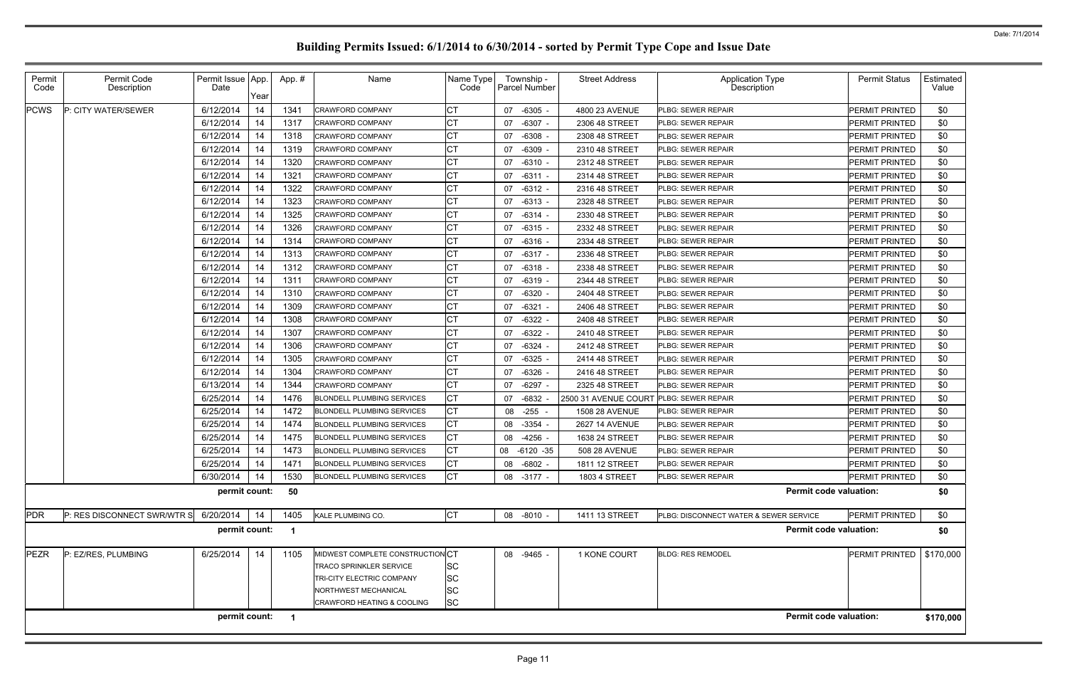# Building Permits Issued: 6/1/2014 to 6/30/2014 - sorted by Permit Type Cope and Issue Date

| Permit Code | Permit Code Description | Permit Issue Date | App. Year | App. # | Name | Name Type Code | Township - Parcel Number | Street Address | Application Type Description | Permit Status | Estimated Value |
|---|---|---|---|---|---|---|---|---|---|---|---|
| PCWS | P: CITY WATER/SEWER | 6/12/2014 | 14 | 1341 | CRAWFORD COMPANY | CT | 07 -6305 - | 4800 23 AVENUE | PLBG: SEWER REPAIR | PERMIT PRINTED | $0 |
| | | 6/12/2014 | 14 | 1317 | CRAWFORD COMPANY | CT | 07 -6307 - | 2306 48 STREET | PLBG: SEWER REPAIR | PERMIT PRINTED | $0 |
| | | 6/12/2014 | 14 | 1318 | CRAWFORD COMPANY | CT | 07 -6308 - | 2308 48 STREET | PLBG: SEWER REPAIR | PERMIT PRINTED | $0 |
| | | 6/12/2014 | 14 | 1319 | CRAWFORD COMPANY | CT | 07 -6309 - | 2310 48 STREET | PLBG: SEWER REPAIR | PERMIT PRINTED | $0 |
| | | 6/12/2014 | 14 | 1320 | CRAWFORD COMPANY | CT | 07 -6310 - | 2312 48 STREET | PLBG: SEWER REPAIR | PERMIT PRINTED | $0 |
| | | 6/12/2014 | 14 | 1321 | CRAWFORD COMPANY | CT | 07 -6311 - | 2314 48 STREET | PLBG: SEWER REPAIR | PERMIT PRINTED | $0 |
| | | 6/12/2014 | 14 | 1322 | CRAWFORD COMPANY | CT | 07 -6312 - | 2316 48 STREET | PLBG: SEWER REPAIR | PERMIT PRINTED | $0 |
| | | 6/12/2014 | 14 | 1323 | CRAWFORD COMPANY | CT | 07 -6313 - | 2328 48 STREET | PLBG: SEWER REPAIR | PERMIT PRINTED | $0 |
| | | 6/12/2014 | 14 | 1325 | CRAWFORD COMPANY | CT | 07 -6314 - | 2330 48 STREET | PLBG: SEWER REPAIR | PERMIT PRINTED | $0 |
| | | 6/12/2014 | 14 | 1326 | CRAWFORD COMPANY | CT | 07 -6315 - | 2332 48 STREET | PLBG: SEWER REPAIR | PERMIT PRINTED | $0 |
| | | 6/12/2014 | 14 | 1314 | CRAWFORD COMPANY | CT | 07 -6316 - | 2334 48 STREET | PLBG: SEWER REPAIR | PERMIT PRINTED | $0 |
| | | 6/12/2014 | 14 | 1313 | CRAWFORD COMPANY | CT | 07 -6317 - | 2336 48 STREET | PLBG: SEWER REPAIR | PERMIT PRINTED | $0 |
| | | 6/12/2014 | 14 | 1312 | CRAWFORD COMPANY | CT | 07 -6318 - | 2338 48 STREET | PLBG: SEWER REPAIR | PERMIT PRINTED | $0 |
| | | 6/12/2014 | 14 | 1311 | CRAWFORD COMPANY | CT | 07 -6319 - | 2344 48 STREET | PLBG: SEWER REPAIR | PERMIT PRINTED | $0 |
| | | 6/12/2014 | 14 | 1310 | CRAWFORD COMPANY | CT | 07 -6320 - | 2404 48 STREET | PLBG: SEWER REPAIR | PERMIT PRINTED | $0 |
| | | 6/12/2014 | 14 | 1309 | CRAWFORD COMPANY | CT | 07 -6321 - | 2406 48 STREET | PLBG: SEWER REPAIR | PERMIT PRINTED | $0 |
| | | 6/12/2014 | 14 | 1308 | CRAWFORD COMPANY | CT | 07 -6322 - | 2408 48 STREET | PLBG: SEWER REPAIR | PERMIT PRINTED | $0 |
| | | 6/12/2014 | 14 | 1307 | CRAWFORD COMPANY | CT | 07 -6322 - | 2410 48 STREET | PLBG: SEWER REPAIR | PERMIT PRINTED | $0 |
| | | 6/12/2014 | 14 | 1306 | CRAWFORD COMPANY | CT | 07 -6324 - | 2412 48 STREET | PLBG: SEWER REPAIR | PERMIT PRINTED | $0 |
| | | 6/12/2014 | 14 | 1305 | CRAWFORD COMPANY | CT | 07 -6325 - | 2414 48 STREET | PLBG: SEWER REPAIR | PERMIT PRINTED | $0 |
| | | 6/12/2014 | 14 | 1304 | CRAWFORD COMPANY | CT | 07 -6326 - | 2416 48 STREET | PLBG: SEWER REPAIR | PERMIT PRINTED | $0 |
| | | 6/13/2014 | 14 | 1344 | CRAWFORD COMPANY | CT | 07 -6297 - | 2325 48 STREET | PLBG: SEWER REPAIR | PERMIT PRINTED | $0 |
| | | 6/25/2014 | 14 | 1476 | BLONDELL PLUMBING SERVICES | CT | 07 -6832 - | 2500 31 AVENUE COURT | PLBG: SEWER REPAIR | PERMIT PRINTED | $0 |
| | | 6/25/2014 | 14 | 1472 | BLONDELL PLUMBING SERVICES | CT | 08 -255 - | 1508 28 AVENUE | PLBG: SEWER REPAIR | PERMIT PRINTED | $0 |
| | | 6/25/2014 | 14 | 1474 | BLONDELL PLUMBING SERVICES | CT | 08 -3354 - | 2627 14 AVENUE | PLBG: SEWER REPAIR | PERMIT PRINTED | $0 |
| | | 6/25/2014 | 14 | 1475 | BLONDELL PLUMBING SERVICES | CT | 08 -4256 - | 1638 24 STREET | PLBG: SEWER REPAIR | PERMIT PRINTED | $0 |
| | | 6/25/2014 | 14 | 1473 | BLONDELL PLUMBING SERVICES | CT | 08 -6120 -35 | 508 28 AVENUE | PLBG: SEWER REPAIR | PERMIT PRINTED | $0 |
| | | 6/25/2014 | 14 | 1471 | BLONDELL PLUMBING SERVICES | CT | 08 -6802 - | 1811 12 STREET | PLBG: SEWER REPAIR | PERMIT PRINTED | $0 |
| | | 6/30/2014 | 14 | 1530 | BLONDELL PLUMBING SERVICES | CT | 08 -3177 - | 1803 4 STREET | PLBG: SEWER REPAIR | PERMIT PRINTED | $0 |
| | permit count: | 50 | | | | | | | Permit code valuation: | | $0 |
| PDR | P: RES DISCONNECT SWR/WTR S | 6/20/2014 | 14 | 1405 | KALE PLUMBING CO. | CT | 08 -8010 - | 1411 13 STREET | PLBG: DISCONNECT WATER & SEWER SERVICE | PERMIT PRINTED | $0 |
| | permit count: | 1 | | | | | | | Permit code valuation: | | $0 |
| PEZR | P: EZ/RES, PLUMBING | 6/25/2014 | 14 | 1105 | MIDWEST COMPLETE CONSTRUCTION | CT | 08 -9465 - | 1 KONE COURT | BLDG: RES REMODEL | PERMIT PRINTED | $170,000 |
| | | | | | TRACO SPRINKLER SERVICE | SC | | | | | |
| | | | | | TRI-CITY ELECTRIC COMPANY | SC | | | | | |
| | | | | | NORTHWEST MECHANICAL | SC | | | | | |
| | | | | | CRAWFORD HEATING & COOLING | SC | | | | | |
| | permit count: | 1 | | | | | | | Permit code valuation: | | $170,000 |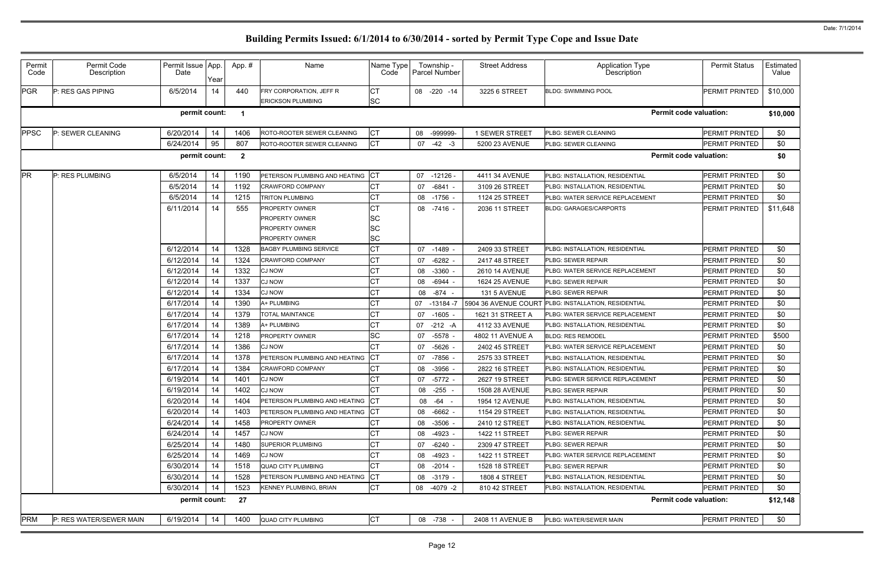# Building Permits Issued: 6/1/2014 to 6/30/2014 - sorted by Permit Type Cope and Issue Date

Date: 7/1/2014

| Permit Code | Permit Code Description | Permit Issue Date | App. Year | App. # | Name | Name Type Code | Township - Parcel Number | Street Address | Application Type Description | Permit Status | Estimated Value |
|---|---|---|---|---|---|---|---|---|---|---|---|
| PGR | P: RES GAS PIPING | 6/5/2014 | 14 | 440 | FRY CORPORATION, JEFF R | CT | 08 -220 -14 | 3225 6 STREET | BLDG: SWIMMING POOL | PERMIT PRINTED | $10,000 |
| | | | | | ERICKSON PLUMBING | SC | | | | | |
| | | permit count: | | 1 | | | | | Permit code valuation: | | $10,000 |
| PPSC | P: SEWER CLEANING | 6/20/2014 | 14 | 1406 | ROTO-ROOTER SEWER CLEANING | CT | 08 -999999- | 1 SEWER STREET | PLBG: SEWER CLEANING | PERMIT PRINTED | $0 |
| | | 6/24/2014 | 95 | 807 | ROTO-ROOTER SEWER CLEANING | CT | 07 -42 -3 | 5200 23 AVENUE | PLBG: SEWER CLEANING | PERMIT PRINTED | $0 |
| | | permit count: | | 2 | | | | | Permit code valuation: | | $0 |
| PR | P: RES PLUMBING | 6/5/2014 | 14 | 1190 | PETERSON PLUMBING AND HEATING | CT | 07 -12126 - | 4411 34 AVENUE | PLBG: INSTALLATION, RESIDENTIAL | PERMIT PRINTED | $0 |
| | | 6/5/2014 | 14 | 1192 | CRAWFORD COMPANY | CT | 07 -6841 - | 3109 26 STREET | PLBG: INSTALLATION, RESIDENTIAL | PERMIT PRINTED | $0 |
| | | 6/5/2014 | 14 | 1215 | TRITON PLUMBING | CT | 08 -1756 - | 1124 25 STREET | PLBG: WATER SERVICE REPLACEMENT | PERMIT PRINTED | $0 |
| | | 6/11/2014 | 14 | 555 | PROPERTY OWNER | CT | 08 -7416 - | 2036 11 STREET | BLDG: GARAGES/CARPORTS | PERMIT PRINTED | $11,648 |
| | | | | | PROPERTY OWNER | SC | | | | | |
| | | | | | PROPERTY OWNER | SC | | | | | |
| | | | | | PROPERTY OWNER | SC | | | | | |
| | | 6/12/2014 | 14 | 1328 | BAGBY PLUMBING SERVICE | CT | 07 -1489 - | 2409 33 STREET | PLBG: INSTALLATION, RESIDENTIAL | PERMIT PRINTED | $0 |
| | | 6/12/2014 | 14 | 1324 | CRAWFORD COMPANY | CT | 07 -6282 - | 2417 48 STREET | PLBG: SEWER REPAIR | PERMIT PRINTED | $0 |
| | | 6/12/2014 | 14 | 1332 | CJ NOW | CT | 08 -3360 - | 2610 14 AVENUE | PLBG: WATER SERVICE REPLACEMENT | PERMIT PRINTED | $0 |
| | | 6/12/2014 | 14 | 1337 | CJ NOW | CT | 08 -6944 - | 1624 25 AVENUE | PLBG: SEWER REPAIR | PERMIT PRINTED | $0 |
| | | 6/12/2014 | 14 | 1334 | CJ NOW | CT | 08 -874 - | 131 5 AVENUE | PLBG: SEWER REPAIR | PERMIT PRINTED | $0 |
| | | 6/17/2014 | 14 | 1390 | A+ PLUMBING | CT | 07 -13184 -7 | 5904 36 AVENUE COURT | PLBG: INSTALLATION, RESIDENTIAL | PERMIT PRINTED | $0 |
| | | 6/17/2014 | 14 | 1379 | TOTAL MAINTANCE | CT | 07 -1605 - | 1621 31 STREET A | PLBG: WATER SERVICE REPLACEMENT | PERMIT PRINTED | $0 |
| | | 6/17/2014 | 14 | 1389 | A+ PLUMBING | CT | 07 -212 -A | 4112 33 AVENUE | PLBG: INSTALLATION, RESIDENTIAL | PERMIT PRINTED | $0 |
| | | 6/17/2014 | 14 | 1218 | PROPERTY OWNER | SC | 07 -5578 - | 4802 11 AVENUE A | BLDG: RES REMODEL | PERMIT PRINTED | $500 |
| | | 6/17/2014 | 14 | 1386 | CJ NOW | CT | 07 -5626 - | 2402 45 STREET | PLBG: WATER SERVICE REPLACEMENT | PERMIT PRINTED | $0 |
| | | 6/17/2014 | 14 | 1378 | PETERSON PLUMBING AND HEATING | CT | 07 -7856 - | 2575 33 STREET | PLBG: INSTALLATION, RESIDENTIAL | PERMIT PRINTED | $0 |
| | | 6/17/2014 | 14 | 1384 | CRAWFORD COMPANY | CT | 08 -3956 - | 2822 16 STREET | PLBG: INSTALLATION, RESIDENTIAL | PERMIT PRINTED | $0 |
| | | 6/19/2014 | 14 | 1401 | CJ NOW | CT | 07 -5772 - | 2627 19 STREET | PLBG: SEWER SERVICE REPLACEMENT | PERMIT PRINTED | $0 |
| | | 6/19/2014 | 14 | 1402 | CJ NOW | CT | 08 -255 - | 1508 28 AVENUE | PLBG: SEWER REPAIR | PERMIT PRINTED | $0 |
| | | 6/20/2014 | 14 | 1404 | PETERSON PLUMBING AND HEATING | CT | 08 -64 - | 1954 12 AVENUE | PLBG: INSTALLATION, RESIDENTIAL | PERMIT PRINTED | $0 |
| | | 6/20/2014 | 14 | 1403 | PETERSON PLUMBING AND HEATING | CT | 08 -6662 - | 1154 29 STREET | PLBG: INSTALLATION, RESIDENTIAL | PERMIT PRINTED | $0 |
| | | 6/24/2014 | 14 | 1458 | PROPERTY OWNER | CT | 08 -3506 - | 2410 12 STREET | PLBG: INSTALLATION, RESIDENTIAL | PERMIT PRINTED | $0 |
| | | 6/24/2014 | 14 | 1457 | CJ NOW | CT | 08 -4923 - | 1422 11 STREET | PLBG: SEWER REPAIR | PERMIT PRINTED | $0 |
| | | 6/25/2014 | 14 | 1480 | SUPERIOR PLUMBING | CT | 07 -6240 - | 2309 47 STREET | PLBG: SEWER REPAIR | PERMIT PRINTED | $0 |
| | | 6/25/2014 | 14 | 1469 | CJ NOW | CT | 08 -4923 - | 1422 11 STREET | PLBG: WATER SERVICE REPLACEMENT | PERMIT PRINTED | $0 |
| | | 6/30/2014 | 14 | 1518 | QUAD CITY PLUMBING | CT | 08 -2014 - | 1528 18 STREET | PLBG: SEWER REPAIR | PERMIT PRINTED | $0 |
| | | 6/30/2014 | 14 | 1528 | PETERSON PLUMBING AND HEATING | CT | 08 -3179 - | 1808 4 STREET | PLBG: INSTALLATION, RESIDENTIAL | PERMIT PRINTED | $0 |
| | | 6/30/2014 | 14 | 1523 | KENNEY PLUMBING, BRIAN | CT | 08 -4079 -2 | 810 42 STREET | PLBG: INSTALLATION, RESIDENTIAL | PERMIT PRINTED | $0 |
| | | permit count: | | 27 | | | | | Permit code valuation: | | $12,148 |
| PRM | P: RES WATER/SEWER MAIN | 6/19/2014 | 14 | 1400 | QUAD CITY PLUMBING | CT | 08 -738 - | 2408 11 AVENUE B | PLBG: WATER/SEWER MAIN | PERMIT PRINTED | $0 |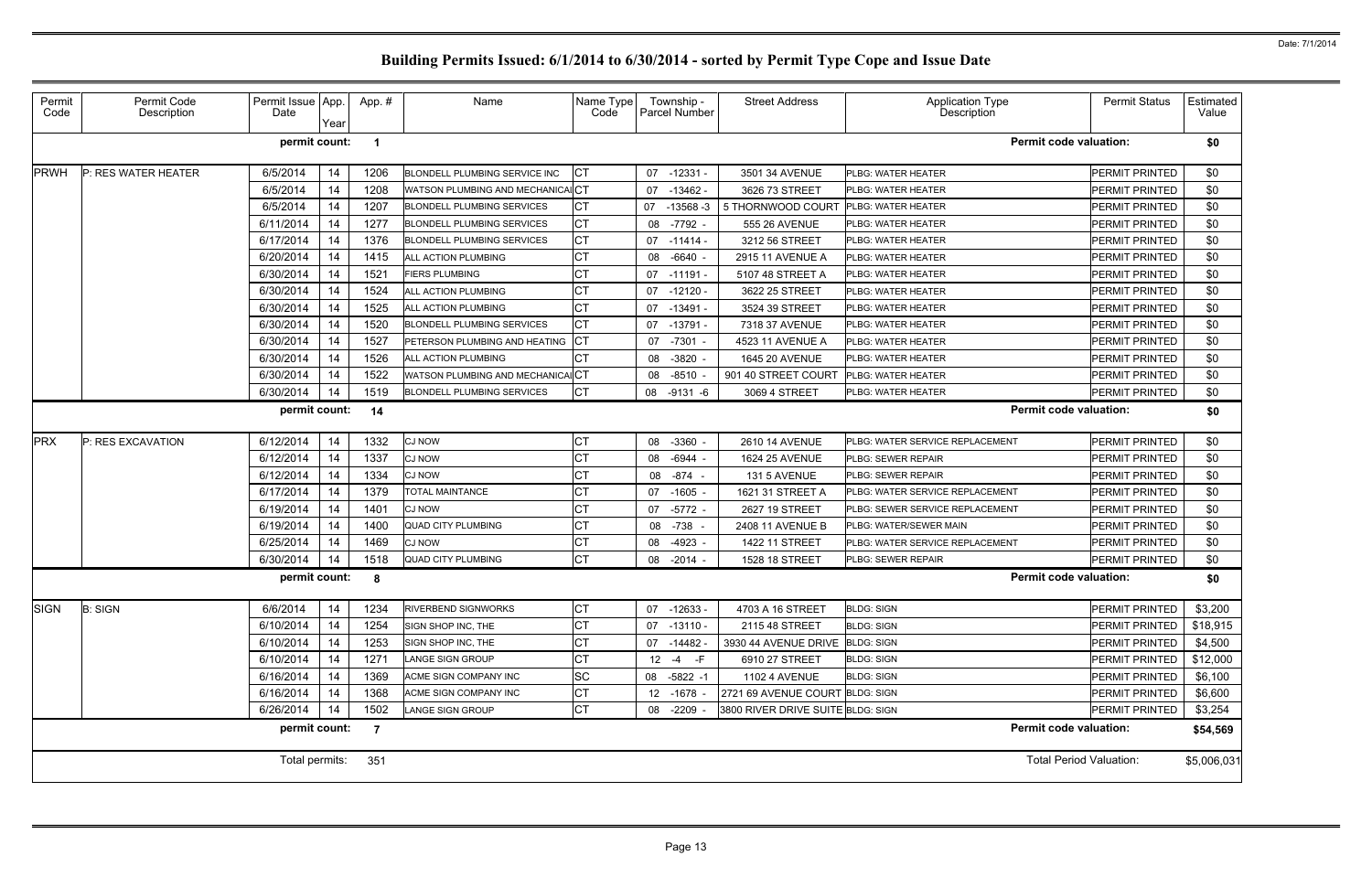# Building Permits Issued: 6/1/2014 to 6/30/2014 - sorted by Permit Type Cope and Issue Date

Date: 7/1/2014

| Permit Code | Permit Code Description | Permit Issue Date | App. Year | App. # | Name | Name Type Code | Township - Parcel Number | Street Address | Application Type Description | Permit Status | Estimated Value |
|---|---|---|---|---|---|---|---|---|---|---|---|
| | | permit count: | | 1 | | | | | Permit code valuation: | | $0 |
| PRWH | P: RES WATER HEATER | 6/5/2014 | 14 | 1206 | BLONDELL PLUMBING SERVICE INC | CT | 07 -12331 - | 3501 34 AVENUE | PLBG: WATER HEATER | PERMIT PRINTED | $0 |
| | | 6/5/2014 | 14 | 1208 | WATSON PLUMBING AND MECHANICAL | CT | 07 -13462 - | 3626 73 STREET | PLBG: WATER HEATER | PERMIT PRINTED | $0 |
| | | 6/5/2014 | 14 | 1207 | BLONDELL PLUMBING SERVICES | CT | 07 -13568 -3 | 5 THORNWOOD COURT | PLBG: WATER HEATER | PERMIT PRINTED | $0 |
| | | 6/11/2014 | 14 | 1277 | BLONDELL PLUMBING SERVICES | CT | 08 -7792 - | 555 26 AVENUE | PLBG: WATER HEATER | PERMIT PRINTED | $0 |
| | | 6/17/2014 | 14 | 1376 | BLONDELL PLUMBING SERVICES | CT | 07 -11414 - | 3212 56 STREET | PLBG: WATER HEATER | PERMIT PRINTED | $0 |
| | | 6/20/2014 | 14 | 1415 | ALL ACTION PLUMBING | CT | 08 -6640 - | 2915 11 AVENUE A | PLBG: WATER HEATER | PERMIT PRINTED | $0 |
| | | 6/30/2014 | 14 | 1521 | FIERS PLUMBING | CT | 07 -11191 - | 5107 48 STREET A | PLBG: WATER HEATER | PERMIT PRINTED | $0 |
| | | 6/30/2014 | 14 | 1524 | ALL ACTION PLUMBING | CT | 07 -12120 - | 3622 25 STREET | PLBG: WATER HEATER | PERMIT PRINTED | $0 |
| | | 6/30/2014 | 14 | 1525 | ALL ACTION PLUMBING | CT | 07 -13491 - | 3524 39 STREET | PLBG: WATER HEATER | PERMIT PRINTED | $0 |
| | | 6/30/2014 | 14 | 1520 | BLONDELL PLUMBING SERVICES | CT | 07 -13791 - | 7318 37 AVENUE | PLBG: WATER HEATER | PERMIT PRINTED | $0 |
| | | 6/30/2014 | 14 | 1527 | PETERSON PLUMBING AND HEATING | CT | 07 -7301 - | 4523 11 AVENUE A | PLBG: WATER HEATER | PERMIT PRINTED | $0 |
| | | 6/30/2014 | 14 | 1526 | ALL ACTION PLUMBING | CT | 08 -3820 - | 1645 20 AVENUE | PLBG: WATER HEATER | PERMIT PRINTED | $0 |
| | | 6/30/2014 | 14 | 1522 | WATSON PLUMBING AND MECHANICAL | CT | 08 -8510 - | 901 40 STREET COURT | PLBG: WATER HEATER | PERMIT PRINTED | $0 |
| | | 6/30/2014 | 14 | 1519 | BLONDELL PLUMBING SERVICES | CT | 08 -9131 -6 | 3069 4 STREET | PLBG: WATER HEATER | PERMIT PRINTED | $0 |
| | | permit count: | | 14 | | | | | Permit code valuation: | | $0 |
| PRX | P: RES EXCAVATION | 6/12/2014 | 14 | 1332 | CJ NOW | CT | 08 -3360 - | 2610 14 AVENUE | PLBG: WATER SERVICE REPLACEMENT | PERMIT PRINTED | $0 |
| | | 6/12/2014 | 14 | 1337 | CJ NOW | CT | 08 -6944 - | 1624 25 AVENUE | PLBG: SEWER REPAIR | PERMIT PRINTED | $0 |
| | | 6/12/2014 | 14 | 1334 | CJ NOW | CT | 08 -874 - | 131 5 AVENUE | PLBG: SEWER REPAIR | PERMIT PRINTED | $0 |
| | | 6/17/2014 | 14 | 1379 | TOTAL MAINTANCE | CT | 07 -1605 - | 1621 31 STREET A | PLBG: WATER SERVICE REPLACEMENT | PERMIT PRINTED | $0 |
| | | 6/19/2014 | 14 | 1401 | CJ NOW | CT | 07 -5772 - | 2627 19 STREET | PLBG: SEWER SERVICE REPLACEMENT | PERMIT PRINTED | $0 |
| | | 6/19/2014 | 14 | 1400 | QUAD CITY PLUMBING | CT | 08 -738 - | 2408 11 AVENUE B | PLBG: WATER/SEWER MAIN | PERMIT PRINTED | $0 |
| | | 6/25/2014 | 14 | 1469 | CJ NOW | CT | 08 -4923 - | 1422 11 STREET | PLBG: WATER SERVICE REPLACEMENT | PERMIT PRINTED | $0 |
| | | 6/30/2014 | 14 | 1518 | QUAD CITY PLUMBING | CT | 08 -2014 - | 1528 18 STREET | PLBG: SEWER REPAIR | PERMIT PRINTED | $0 |
| | | permit count: | | 8 | | | | | Permit code valuation: | | $0 |
| SIGN | B: SIGN | 6/6/2014 | 14 | 1234 | RIVERBEND SIGNWORKS | CT | 07 -12633 - | 4703 A 16 STREET | BLDG: SIGN | PERMIT PRINTED | $3,200 |
| | | 6/10/2014 | 14 | 1254 | SIGN SHOP INC, THE | CT | 07 -13110 - | 2115 48 STREET | BLDG: SIGN | PERMIT PRINTED | $18,915 |
| | | 6/10/2014 | 14 | 1253 | SIGN SHOP INC, THE | CT | 07 -14482 - | 3930 44 AVENUE DRIVE | BLDG: SIGN | PERMIT PRINTED | $4,500 |
| | | 6/10/2014 | 14 | 1271 | LANGE SIGN GROUP | CT | 12 -4 -F | 6910 27 STREET | BLDG: SIGN | PERMIT PRINTED | $12,000 |
| | | 6/16/2014 | 14 | 1369 | ACME SIGN COMPANY INC | SC | 08 -5822 -1 | 1102 4 AVENUE | BLDG: SIGN | PERMIT PRINTED | $6,100 |
| | | 6/16/2014 | 14 | 1368 | ACME SIGN COMPANY INC | CT | 12 -1678 - | 2721 69 AVENUE COURT | BLDG: SIGN | PERMIT PRINTED | $6,600 |
| | | 6/26/2014 | 14 | 1502 | LANGE SIGN GROUP | CT | 08 -2209 - | 3800 RIVER DRIVE SUITE | BLDG: SIGN | PERMIT PRINTED | $3,254 |
| | | permit count: | | 7 | | | | | Permit code valuation: | | $54,569 |
| | | Total permits: | | 351 | | | | | Total Period Valuation: | | $5,006,031 |